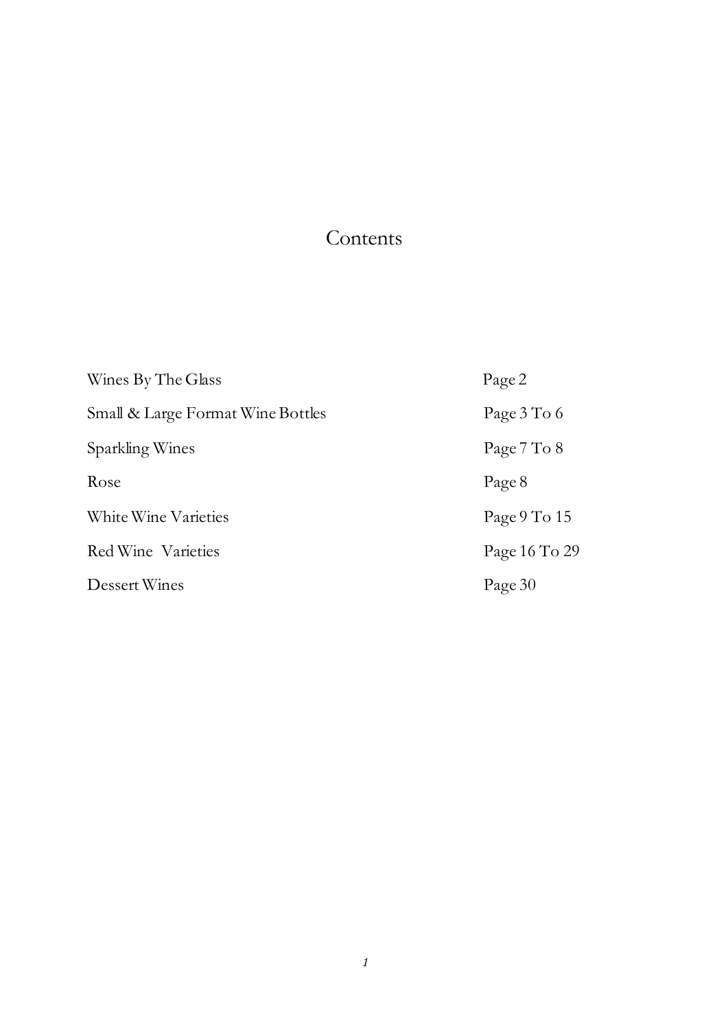# Contents

| | |
|---|---|
| Wines By The Glass | Page 2 |
| Small & Large Format Wine Bottles | Page 3 To 6 |
| Sparkling Wines | Page 7 To 8 |
| Rose | Page 8 |
| White Wine Varieties | Page 9 To 15 |
| Red Wine Varieties | Page 16 To 29 |
| Dessert Wines | Page 30 |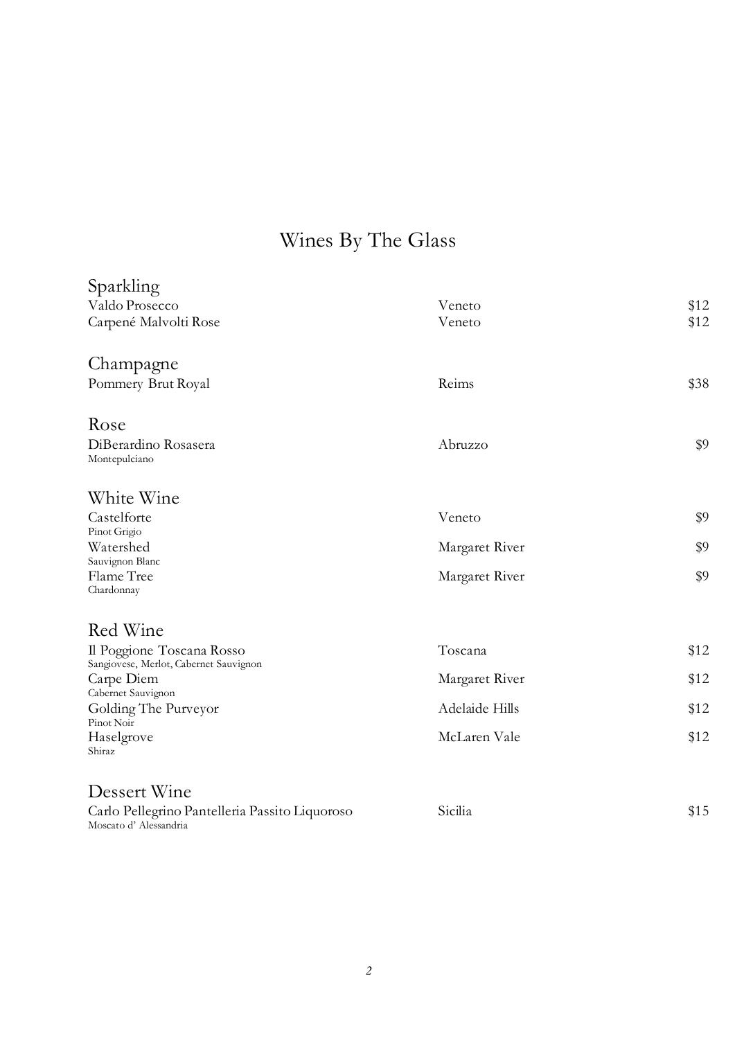# Wines By The Glass

## Sparkling

| | | |
|---|---|---|
| Valdo Prosecco | Veneto | $12 |
| Carpené Malvolti Rose | Veneto | $12 |

## Champagne

| | | |
|---|---|---|
| Pommery Brut Royal | Reims | $38 |

## Rose

| | | |
|---|---|---|
| DiBerardino Rosasera<br>Montepulciano | Abruzzo | $9 |

## White Wine

| | | |
|---|---|---|
| Castelforte<br>Pinot Grigio | Veneto | $9 |
| Watershed<br>Sauvignon Blanc | Margaret River | $9 |
| Flame Tree<br>Chardonnay | Margaret River | $9 |

## Red Wine

| | | |
|---|---|---|
| Il Poggione Toscana Rosso<br>Sangiovese, Merlot, Cabernet Sauvignon | Toscana | $12 |
| Carpe Diem<br>Cabernet Sauvignon | Margaret River | $12 |
| Golding The Purveyor<br>Pinot Noir | Adelaide Hills | $12 |
| Haselgrove<br>Shiraz | McLaren Vale | $12 |

## Dessert Wine

| | | |
|---|---|---|
| Carlo Pellegrino Pantelleria Passito Liquoroso<br>Moscato d' Alessandria | Sicilia | $15 |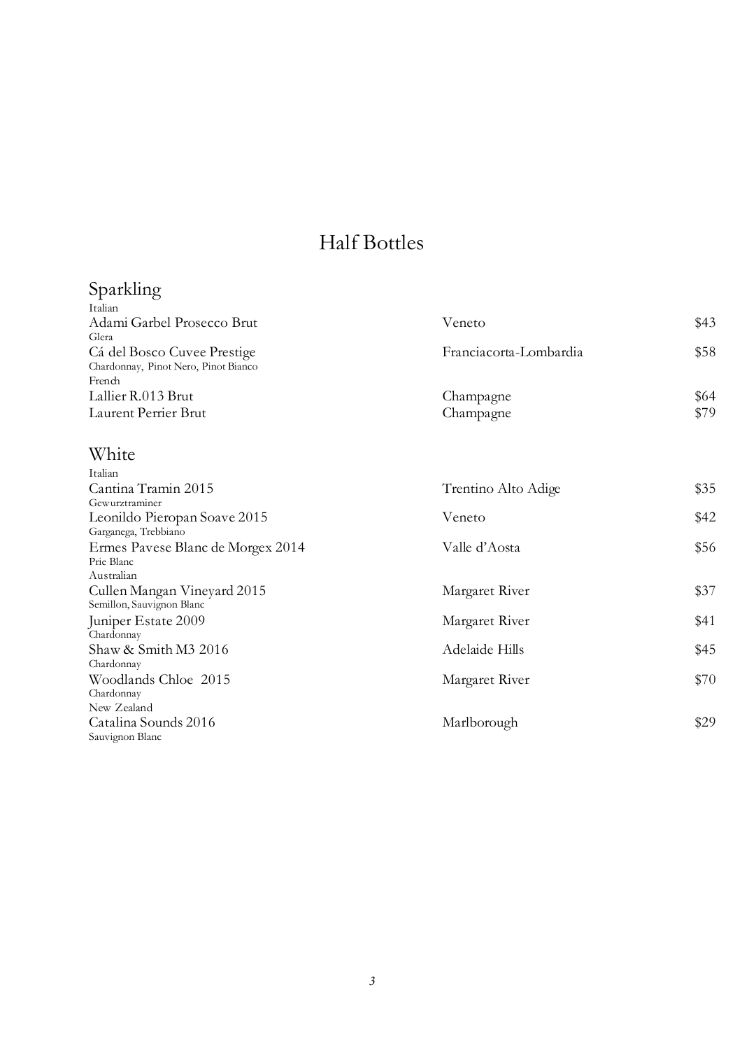# Half Bottles

## Sparkling

Italian

| Wine | Region | Price |
|---|---|---|
| Adami Garbel Prosecco Brut<br>Glera | Veneto | $43 |
| Cá del Bosco Cuvee Prestige<br>Chardonnay, Pinot Nero, Pinot Bianco | Franciacorta-Lombardia | $58 |

French

| Wine | Region | Price |
|---|---|---|
| Lallier R.013 Brut | Champagne | $64 |
| Laurent Perrier Brut | Champagne | $79 |

## White

Italian

| Wine | Region | Price |
|---|---|---|
| Cantina Tramin 2015<br>Gewurztraminer | Trentino Alto Adige | $35 |
| Leonildo Pieropan Soave 2015<br>Garganega, Trebbiano | Veneto | $42 |
| Ermes Pavese Blanc de Morgex 2014<br>Prie Blanc | Valle d'Aosta | $56 |

Australian

| Wine | Region | Price |
|---|---|---|
| Cullen Mangan Vineyard 2015<br>Semillon, Sauvignon Blanc | Margaret River | $37 |
| Juniper Estate 2009<br>Chardonnay | Margaret River | $41 |
| Shaw & Smith M3 2016<br>Chardonnay | Adelaide Hills | $45 |
| Woodlands Chloe 2015<br>Chardonnay | Margaret River | $70 |

New Zealand

| Wine | Region | Price |
|---|---|---|
| Catalina Sounds 2016<br>Sauvignon Blanc | Marlborough | $29 |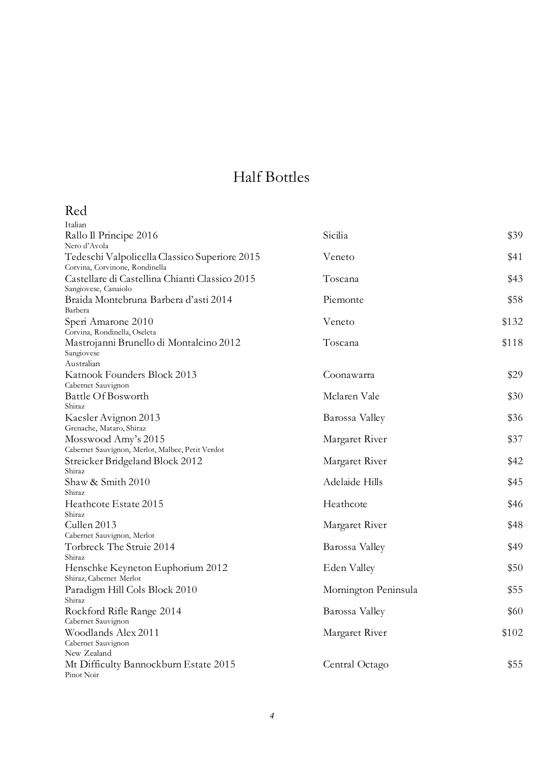# Half Bottles

## Red

Italian

| Wine | Region | Price |
|---|---|---|
| Rallo Il Principe 2016<br>Nero d'Avola | Sicilia | $39 |
| Tedeschi Valpolicella Classico Superiore 2015<br>Corvina, Corvinone, Rondinella | Veneto | $41 |
| Castellare di Castellina Chianti Classico 2015<br>Sangiovese, Canaiolo | Toscana | $43 |
| Braida Montebruna Barbera d'asti 2014<br>Barbera | Piemonte | $58 |
| Speri Amarone 2010<br>Corvina, Rondinella, Oseleta | Veneto | $132 |
| Mastrojanni Brunello di Montalcino 2012<br>Sangiovese | Toscana | $118 |

Australian

| Wine | Region | Price |
|---|---|---|
| Katnook Founders Block 2013<br>Cabernet Sauvignon | Coonawarra | $29 |
| Battle Of Bosworth<br>Shiraz | Mclaren Vale | $30 |
| Kaesler Avignon 2013<br>Grenache, Mataro, Shiraz | Barossa Valley | $36 |
| Mosswood Amy's 2015<br>Cabernet Sauvignon, Merlot, Malbec, Petit Verdot | Margaret River | $37 |
| Streicker Bridgeland Block 2012<br>Shiraz | Margaret River | $42 |
| Shaw & Smith 2010<br>Shiraz | Adelaide Hills | $45 |
| Heathcote Estate 2015<br>Shiraz | Heathcote | $46 |
| Cullen 2013<br>Cabernet Sauvignon, Merlot | Margaret River | $48 |
| Torbreck The Struie 2014<br>Shiraz | Barossa Valley | $49 |
| Henschke Keyneton Euphorium 2012<br>Shiraz, Cabernet Merlot | Eden Valley | $50 |
| Paradigm Hill Cols Block 2010<br>Shiraz | Mornington Peninsula | $55 |
| Rockford Rifle Range 2014<br>Cabernet Sauvignon | Barossa Valley | $60 |
| Woodlands Alex 2011<br>Cabernet Sauvignon | Margaret River | $102 |

New Zealand

| Wine | Region | Price |
|---|---|---|
| Mt Difficulty Bannockburn Estate 2015<br>Pinot Noir | Central Octago | $55 |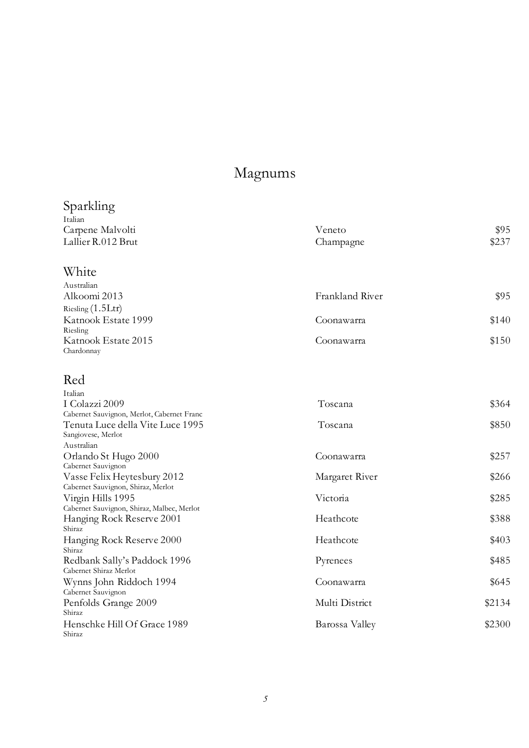# Magnums

## Sparkling

Italian

| | | |
|---|---|---|
| Carpene Malvolti | Veneto | $95 |
| Lallier R.012 Brut | Champagne | $237 |

## White

Australian

| | | |
|---|---|---|
| Alkoomi 2013<br>Riesling (1.5Ltr) | Frankland River | $95 |
| Katnook Estate 1999<br>Riesling | Coonawarra | $140 |
| Katnook Estate 2015<br>Chardonnay | Coonawarra | $150 |

## Red

Italian

| | | |
|---|---|---|
| I Colazzi 2009<br>Cabernet Sauvignon, Merlot, Cabernet Franc | Toscana | $364 |
| Tenuta Luce della Vite Luce 1995<br>Sangiovese, Merlot | Toscana | $850 |

Australian

| | | |
|---|---|---|
| Orlando St Hugo 2000<br>Cabernet Sauvignon | Coonawarra | $257 |
| Vasse Felix Heytesbury 2012<br>Cabernet Sauvignon, Shiraz, Merlot | Margaret River | $266 |
| Virgin Hills 1995<br>Cabernet Sauvignon, Shiraz, Malbec, Merlot | Victoria | $285 |
| Hanging Rock Reserve 2001<br>Shiraz | Heathcote | $388 |
| Hanging Rock Reserve 2000<br>Shiraz | Heathcote | $403 |
| Redbank Sally's Paddock 1996<br>Cabernet Shiraz Merlot | Pyrenees | $485 |
| Wynns John Riddoch 1994<br>Cabernet Sauvignon | Coonawarra | $645 |
| Penfolds Grange 2009<br>Shiraz | Multi District | $2134 |
| Henschke Hill Of Grace 1989<br>Shiraz | Barossa Valley | $2300 |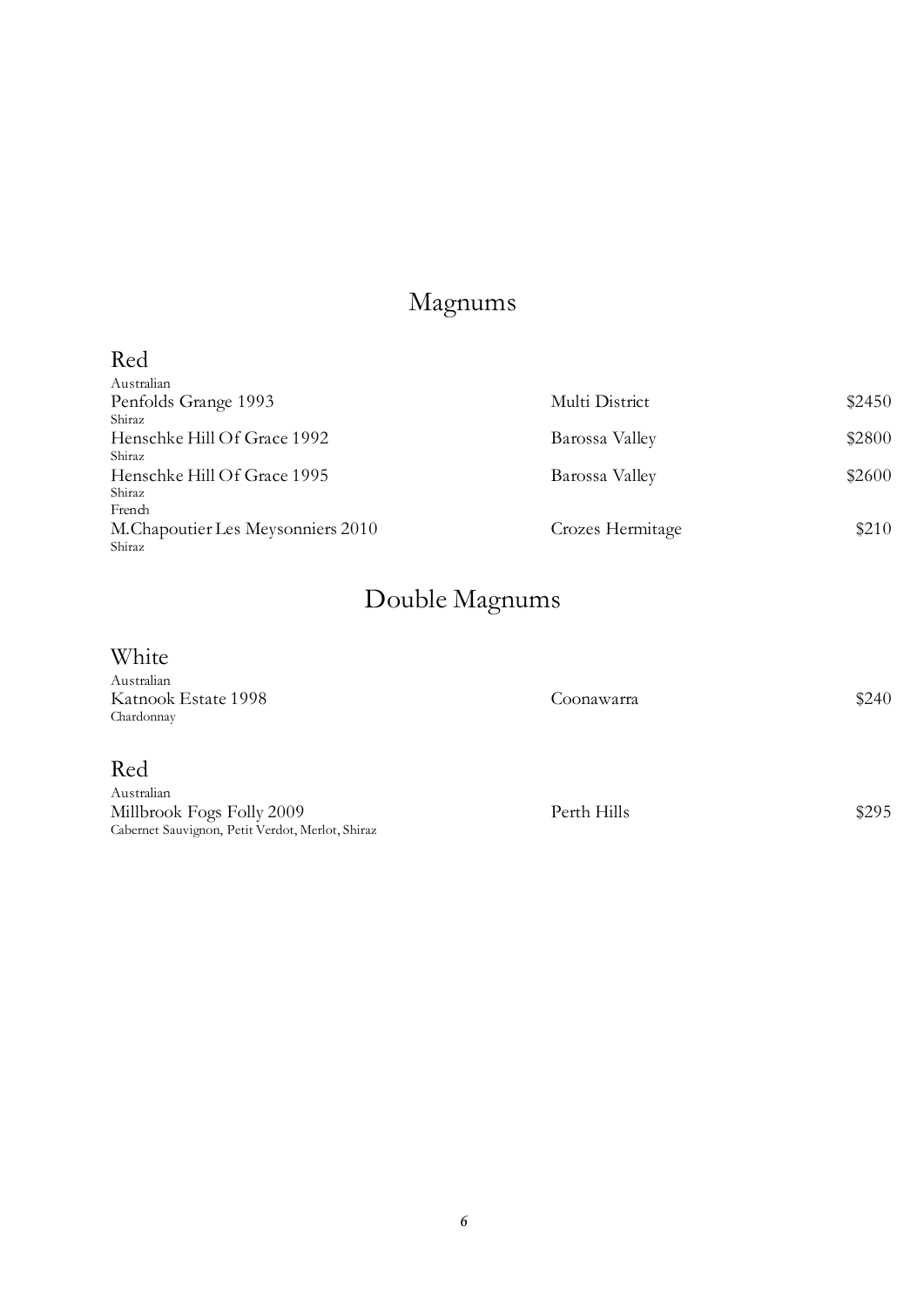# Magnums

## Red

Australian

| | | |
|---|---|---|
| Penfolds Grange 1993<br>Shiraz | Multi District | $2450 |
| Henschke Hill Of Grace 1992<br>Shiraz | Barossa Valley | $2800 |
| Henschke Hill Of Grace 1995<br>Shiraz | Barossa Valley | $2600 |

French

| | | |
|---|---|---|
| M.Chapoutier Les Meysonniers 2010<br>Shiraz | Crozes Hermitage | $210 |

# Double Magnums

## White

Australian

| | | |
|---|---|---|
| Katnook Estate 1998<br>Chardonnay | Coonawarra | $240 |

## Red

Australian

| | | |
|---|---|---|
| Millbrook Fogs Folly 2009<br>Cabernet Sauvignon, Petit Verdot, Merlot, Shiraz | Perth Hills | $295 |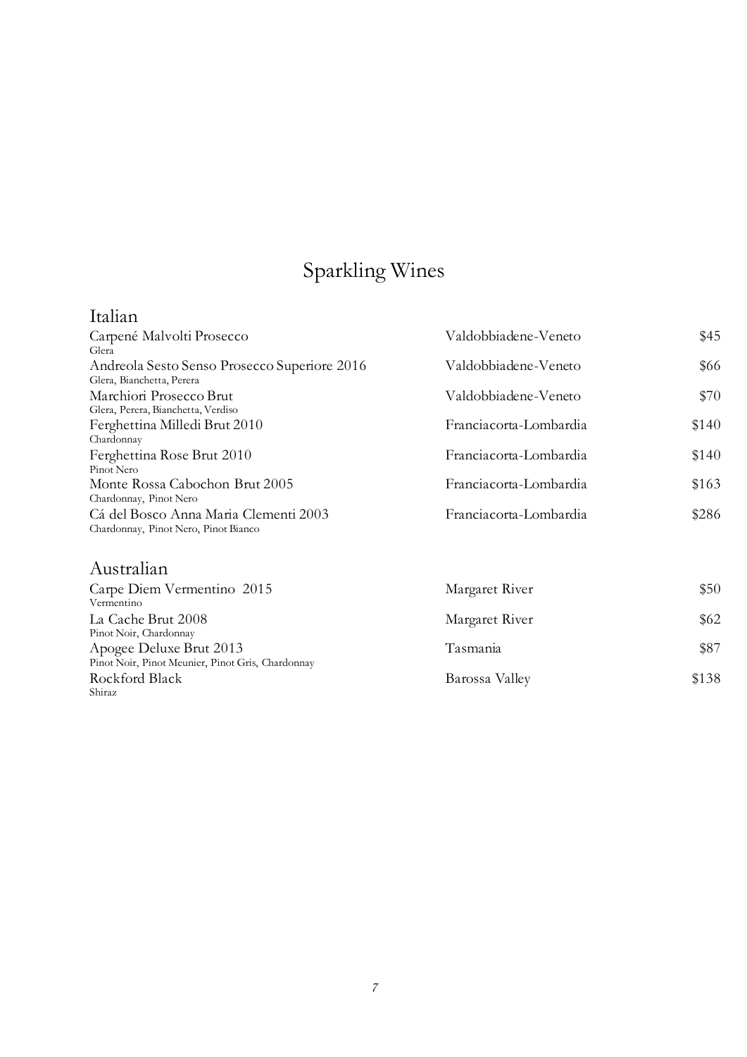# Sparkling Wines

## Italian

| Wine | Region | Price |
|---|---|---|
| Carpené Malvolti Prosecco<br>Glera | Valdobbiadene-Veneto | $45 |
| Andreola Sesto Senso Prosecco Superiore 2016<br>Glera, Bianchetta, Perera | Valdobbiadene-Veneto | $66 |
| Marchiori Prosecco Brut<br>Glera, Perera, Bianchetta, Verdiso | Valdobbiadene-Veneto | $70 |
| Ferghettina Milledi Brut 2010<br>Chardonnay | Franciacorta-Lombardia | $140 |
| Ferghettina Rose Brut 2010<br>Pinot Nero | Franciacorta-Lombardia | $140 |
| Monte Rossa Cabochon Brut 2005<br>Chardonnay, Pinot Nero | Franciacorta-Lombardia | $163 |
| Cá del Bosco Anna Maria Clementi 2003<br>Chardonnay, Pinot Nero, Pinot Bianco | Franciacorta-Lombardia | $286 |

## Australian

| Wine | Region | Price |
|---|---|---|
| Carpe Diem Vermentino 2015<br>Vermentino | Margaret River | $50 |
| La Cache Brut 2008<br>Pinot Noir, Chardonnay | Margaret River | $62 |
| Apogee Deluxe Brut 2013<br>Pinot Noir, Pinot Meunier, Pinot Gris, Chardonnay | Tasmania | $87 |
| Rockford Black<br>Shiraz | Barossa Valley | $138 |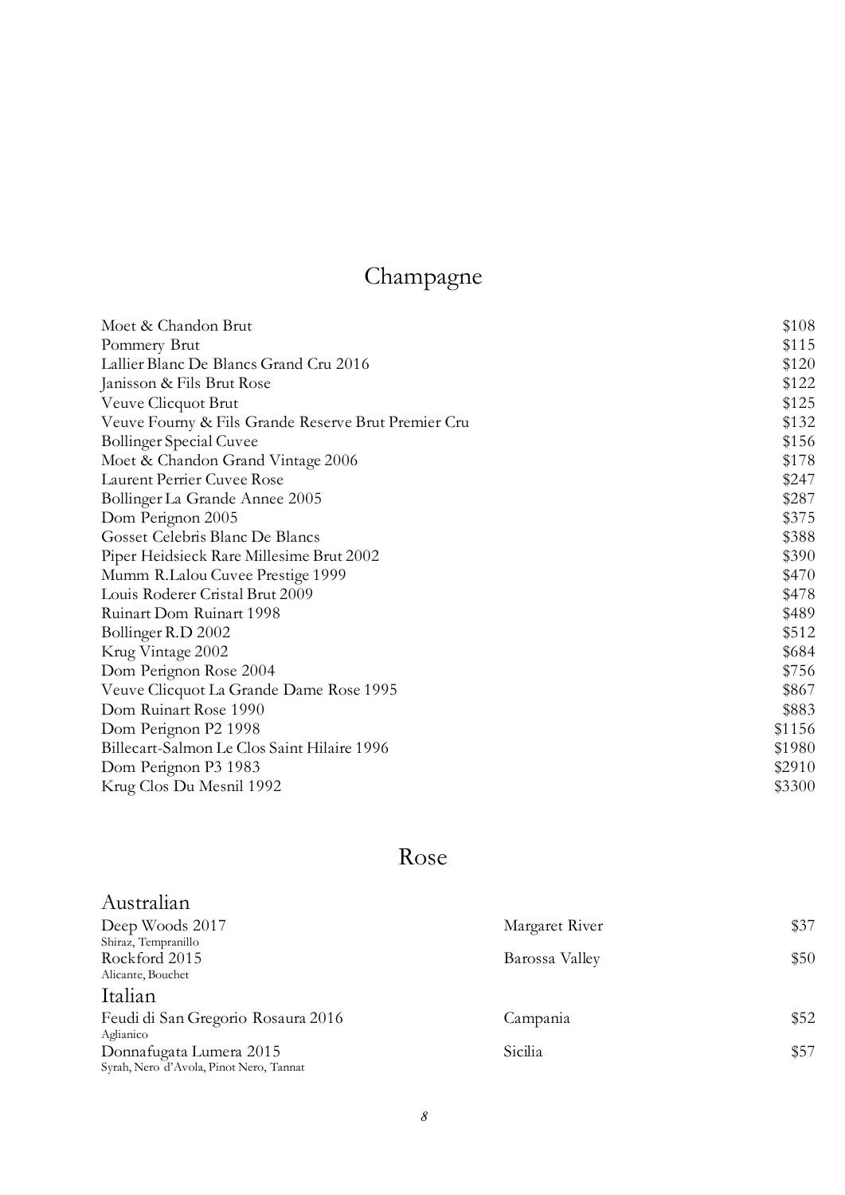# Champagne

| | |
|---|---|
| Moet & Chandon Brut | $108 |
| Pommery Brut | $115 |
| Lallier Blanc De Blancs Grand Cru 2016 | $120 |
| Janisson & Fils Brut Rose | $122 |
| Veuve Clicquot Brut | $125 |
| Veuve Fourny & Fils Grande Reserve Brut Premier Cru | $132 |
| Bollinger Special Cuvee | $156 |
| Moet & Chandon Grand Vintage 2006 | $178 |
| Laurent Perrier Cuvee Rose | $247 |
| Bollinger La Grande Annee 2005 | $287 |
| Dom Perignon 2005 | $375 |
| Gosset Celebris Blanc De Blancs | $388 |
| Piper Heidsieck Rare Millesime Brut 2002 | $390 |
| Mumm R.Lalou Cuvee Prestige 1999 | $470 |
| Louis Roderer Cristal Brut 2009 | $478 |
| Ruinart Dom Ruinart 1998 | $489 |
| Bollinger R.D 2002 | $512 |
| Krug Vintage 2002 | $684 |
| Dom Perignon Rose 2004 | $756 |
| Veuve Clicquot La Grande Dame Rose 1995 | $867 |
| Dom Ruinart Rose 1990 | $883 |
| Dom Perignon P2 1998 | $1156 |
| Billecart-Salmon Le Clos Saint Hilaire 1996 | $1980 |
| Dom Perignon P3 1983 | $2910 |
| Krug Clos Du Mesnil 1992 | $3300 |

# Rose

## Australian

| | | |
|---|---|---|
| Deep Woods 2017<br>Shiraz, Tempranillo | Margaret River | $37 |
| Rockford 2015<br>Alicante, Bouchet | Barossa Valley | $50 |

## Italian

| | | |
|---|---|---|
| Feudi di San Gregorio Rosaura 2016<br>Aglianico | Campania | $52 |
| Donnafugata Lumera 2015<br>Syrah, Nero d'Avola, Pinot Nero, Tannat | Sicilia | $57 |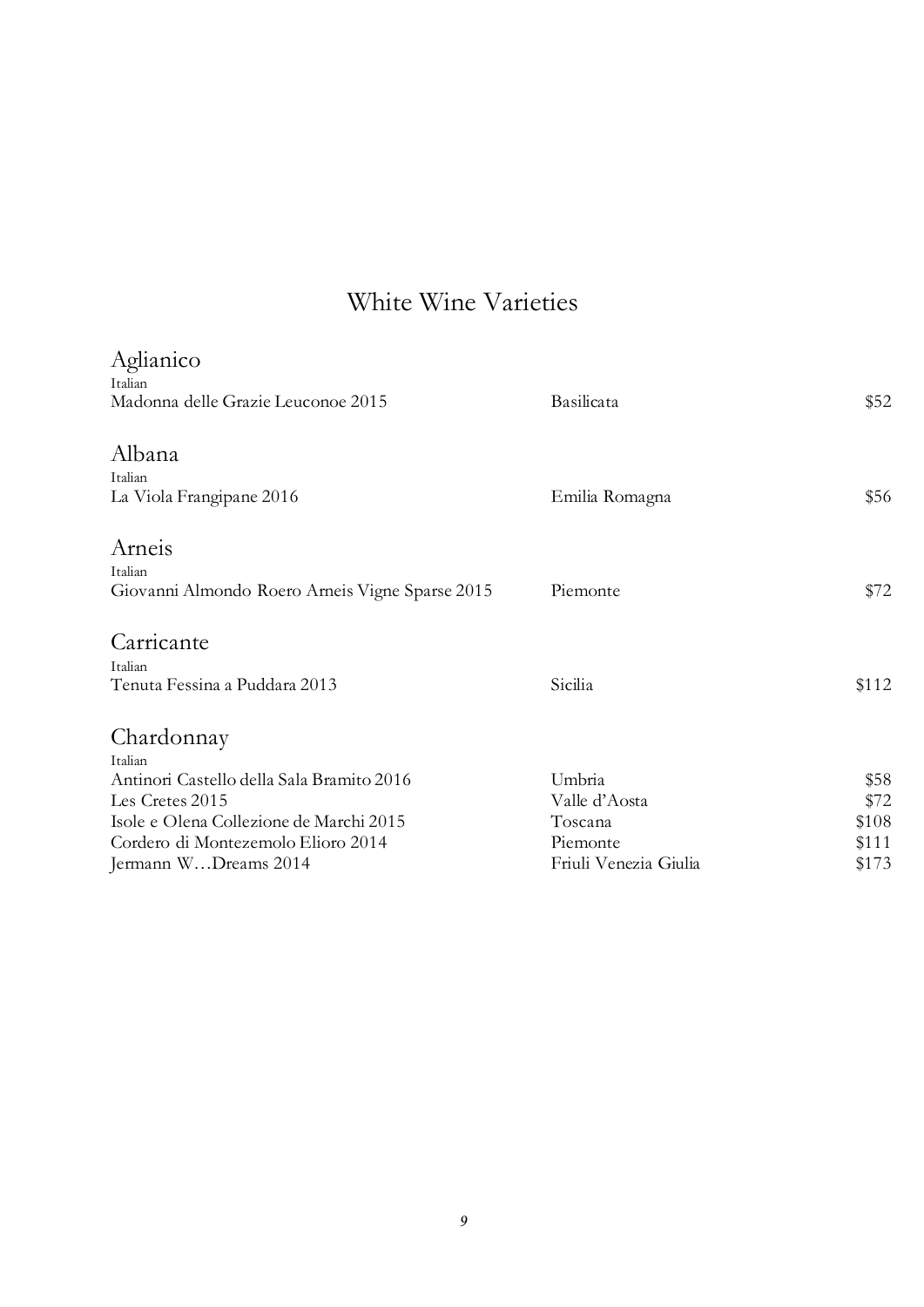# White Wine Varieties

## Aglianico

Italian

| | | |
|---|---|---|
| Madonna delle Grazie Leuconoe 2015 | Basilicata | $52 |

## Albana

Italian

| | | |
|---|---|---|
| La Viola Frangipane 2016 | Emilia Romagna | $56 |

## Arneis

Italian

| | | |
|---|---|---|
| Giovanni Almondo Roero Arneis Vigne Sparse 2015 | Piemonte | $72 |

## Carricante

Italian

| | | |
|---|---|---|
| Tenuta Fessina a Puddara 2013 | Sicilia | $112 |

## Chardonnay

Italian

| | | |
|---|---|---|
| Antinori Castello della Sala Bramito 2016 | Umbria | $58 |
| Les Cretes 2015 | Valle d'Aosta | $72 |
| Isole e Olena Collezione de Marchi 2015 | Toscana | $108 |
| Cordero di Montezemolo Elioro 2014 | Piemonte | $111 |
| Jermann W…Dreams 2014 | Friuli Venezia Giulia | $173 |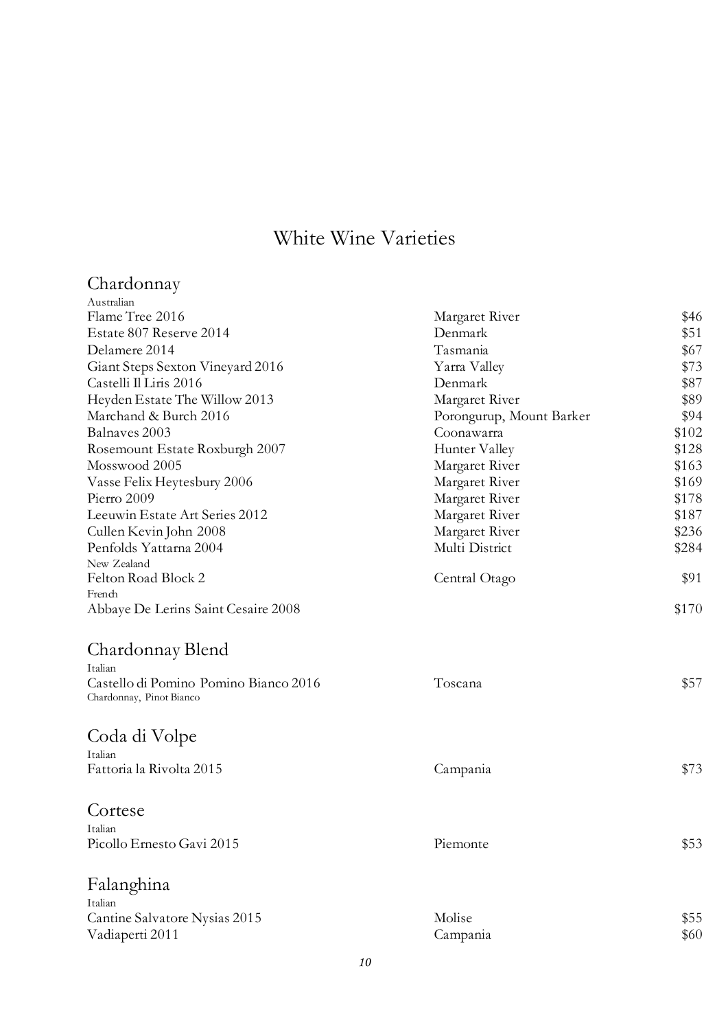# White Wine Varieties

## Chardonnay

Australian

| Wine | Region | Price |
|---|---|---|
| Flame Tree 2016 | Margaret River | $46 |
| Estate 807 Reserve 2014 | Denmark | $51 |
| Delamere 2014 | Tasmania | $67 |
| Giant Steps Sexton Vineyard 2016 | Yarra Valley | $73 |
| Castelli Il Liris 2016 | Denmark | $87 |
| Heyden Estate The Willow 2013 | Margaret River | $89 |
| Marchand & Burch 2016 | Porongurup, Mount Barker | $94 |
| Balnaves 2003 | Coonawarra | $102 |
| Rosemount Estate Roxburgh 2007 | Hunter Valley | $128 |
| Mosswood 2005 | Margaret River | $163 |
| Vasse Felix Heytesbury 2006 | Margaret River | $169 |
| Pierro 2009 | Margaret River | $178 |
| Leeuwin Estate Art Series 2012 | Margaret River | $187 |
| Cullen Kevin John 2008 | Margaret River | $236 |
| Penfolds Yattarna 2004 | Multi District | $284 |

New Zealand

| Wine | Region | Price |
|---|---|---|
| Felton Road Block 2 | Central Otago | $91 |

French

| Wine | Region | Price |
|---|---|---|
| Abbaye De Lerins Saint Cesaire 2008 | | $170 |

## Chardonnay Blend

Italian

| Wine | Region | Price |
|---|---|---|
| Castello di Pomino Pomino Bianco 2016<br>Chardonnay, Pinot Bianco | Toscana | $57 |

## Coda di Volpe

Italian

| Wine | Region | Price |
|---|---|---|
| Fattoria la Rivolta 2015 | Campania | $73 |

## Cortese

Italian

| Wine | Region | Price |
|---|---|---|
| Picollo Ernesto Gavi 2015 | Piemonte | $53 |

## Falanghina

Italian

| Wine | Region | Price |
|---|---|---|
| Cantine Salvatore Nysias 2015 | Molise | $55 |
| Vadiaperti 2011 | Campania | $60 |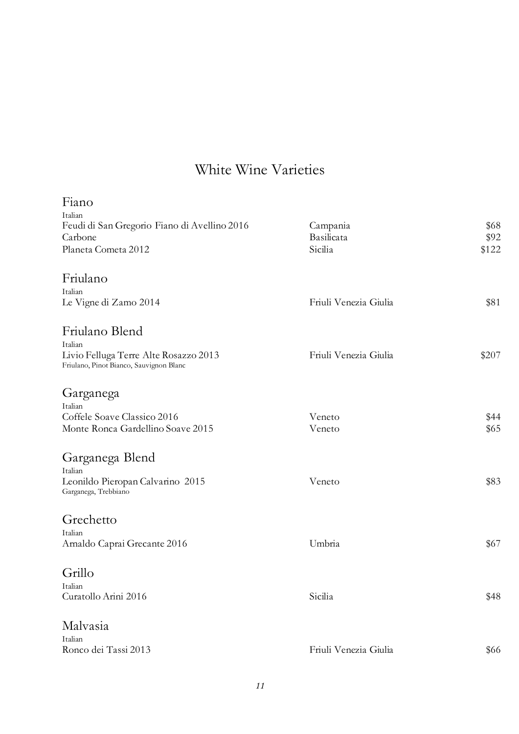# White Wine Varieties

## Fiano

Italian

| Wine | Region | Price |
|---|---|---|
| Feudi di San Gregorio Fiano di Avellino 2016 | Campania | $68 |
| Carbone | Basilicata | $92 |
| Planeta Cometa 2012 | Sicilia | $122 |

## Friulano

Italian

| Wine | Region | Price |
|---|---|---|
| Le Vigne di Zamo 2014 | Friuli Venezia Giulia | $81 |

## Friulano Blend

Italian

| Wine | Region | Price |
|---|---|---|
| Livio Felluga Terre Alte Rosazzo 2013<br>Friulano, Pinot Bianco, Sauvignon Blanc | Friuli Venezia Giulia | $207 |

## Garganega

Italian

| Wine | Region | Price |
|---|---|---|
| Coffele Soave Classico 2016 | Veneto | $44 |
| Monte Ronca Gardellino Soave 2015 | Veneto | $65 |

## Garganega Blend

Italian

| Wine | Region | Price |
|---|---|---|
| Leonildo Pieropan Calvarino 2015<br>Garganega, Trebbiano | Veneto | $83 |

## Grechetto

Italian

| Wine | Region | Price |
|---|---|---|
| Arnaldo Caprai Grecante 2016 | Umbria | $67 |

## Grillo

Italian

| Wine | Region | Price |
|---|---|---|
| Curatollo Arini 2016 | Sicilia | $48 |

## Malvasia

Italian

| Wine | Region | Price |
|---|---|---|
| Ronco dei Tassi 2013 | Friuli Venezia Giulia | $66 |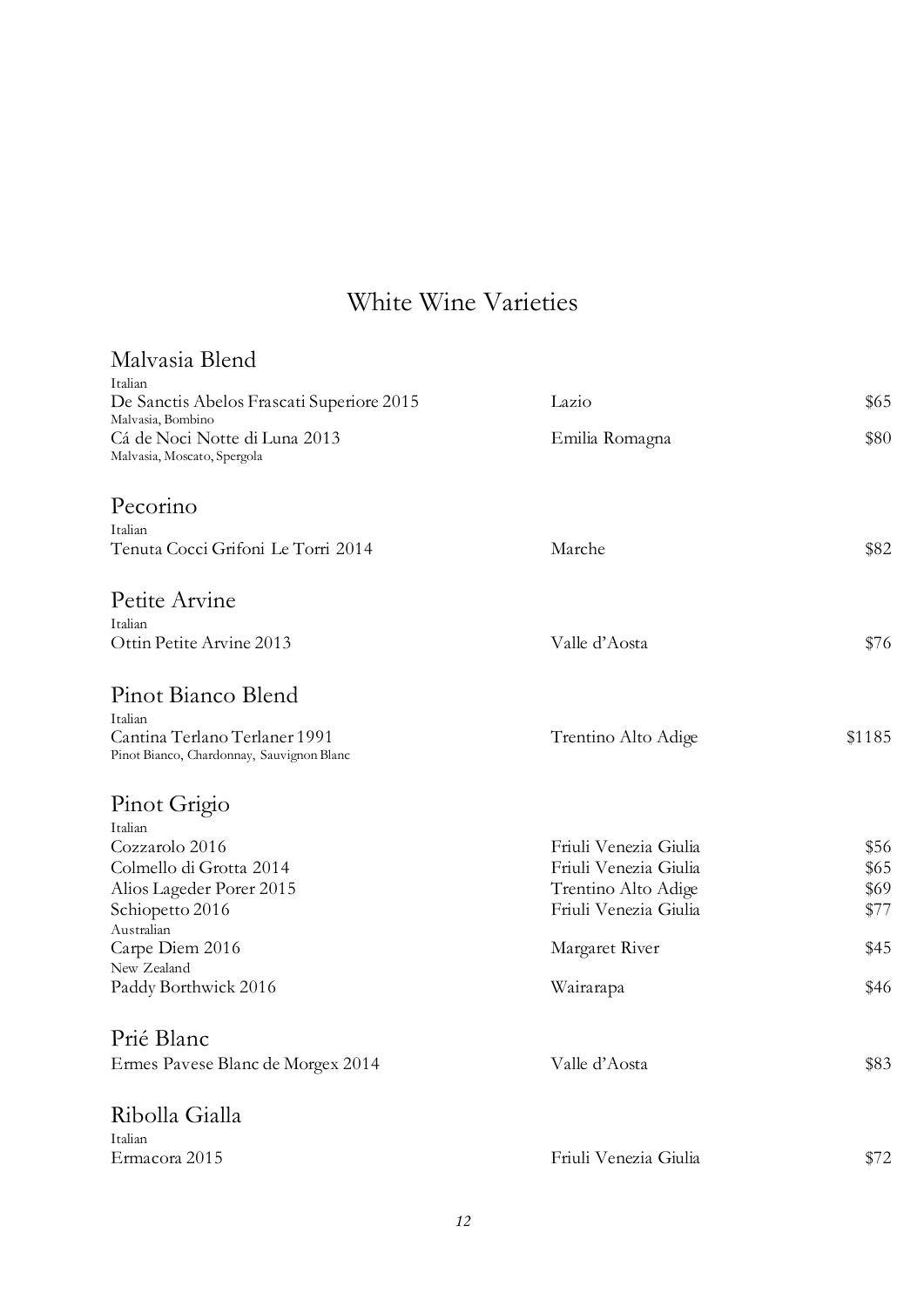# White Wine Varieties

## Malvasia Blend

Italian

| Wine | Region | Price |
|---|---|---|
| De Sanctis Abelos Frascati Superiore 2015<br>Malvasia, Bombino | Lazio | $65 |
| Cá de Noci Notte di Luna 2013<br>Malvasia, Moscato, Spergola | Emilia Romagna | $80 |

## Pecorino

Italian

| Wine | Region | Price |
|---|---|---|
| Tenuta Cocci Grifoni Le Torri 2014 | Marche | $82 |

## Petite Arvine

Italian

| Wine | Region | Price |
|---|---|---|
| Ottin Petite Arvine 2013 | Valle d'Aosta | $76 |

## Pinot Bianco Blend

Italian

| Wine | Region | Price |
|---|---|---|
| Cantina Terlano Terlaner 1991<br>Pinot Bianco, Chardonnay, Sauvignon Blanc | Trentino Alto Adige | $1185 |

## Pinot Grigio

| Wine | Region | Price |
|---|---|---|
| *Italian* | | |
| Cozzarolo 2016 | Friuli Venezia Giulia | $56 |
| Colmello di Grotta 2014 | Friuli Venezia Giulia | $65 |
| Alios Lageder Porer 2015 | Trentino Alto Adige | $69 |
| Schiopetto 2016 | Friuli Venezia Giulia | $77 |
| *Australian* | | |
| Carpe Diem 2016 | Margaret River | $45 |
| *New Zealand* | | |
| Paddy Borthwick 2016 | Wairarapa | $46 |

## Prié Blanc

| Wine | Region | Price |
|---|---|---|
| Ermes Pavese Blanc de Morgex 2014 | Valle d'Aosta | $83 |

## Ribolla Gialla

Italian

| Wine | Region | Price |
|---|---|---|
| Ermacora 2015 | Friuli Venezia Giulia | $72 |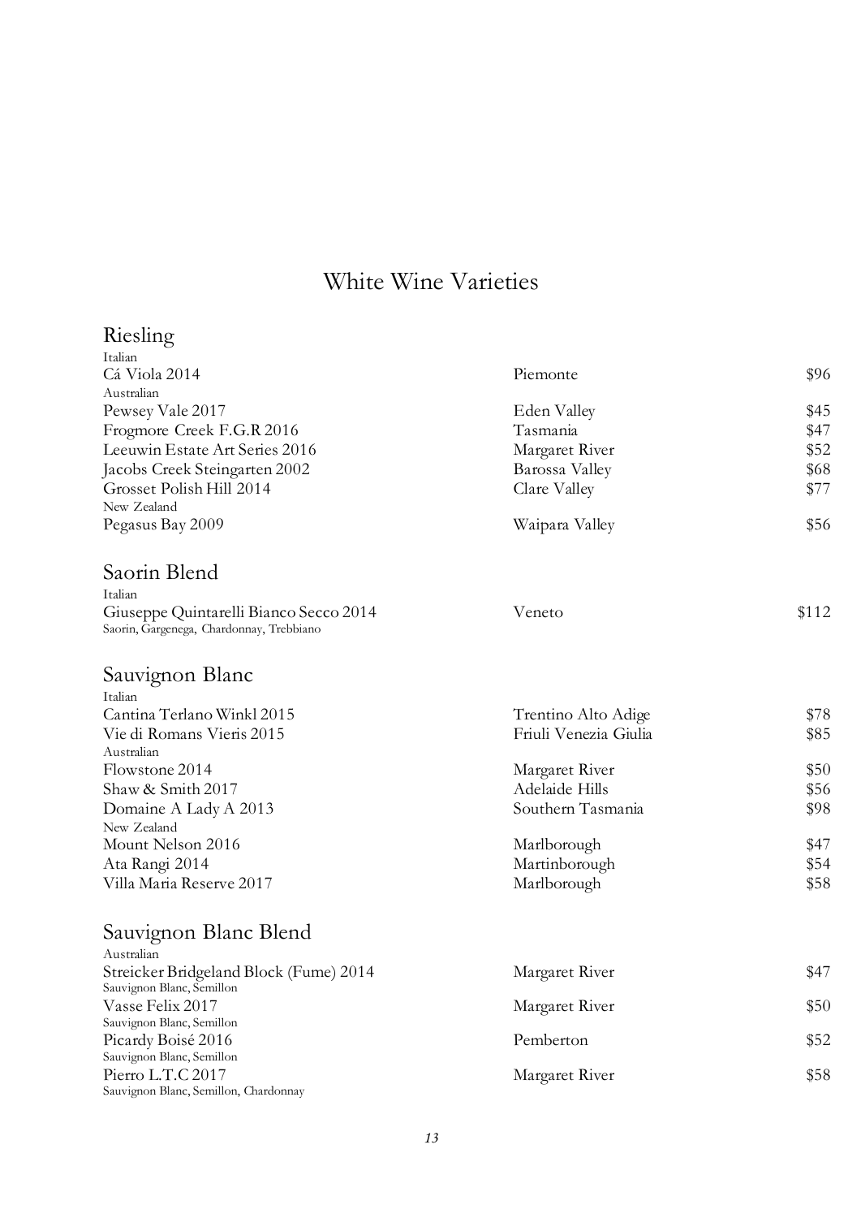# White Wine Varieties

## Riesling

Italian

| Wine | Region | Price |
|---|---|---|
| Cá Viola 2014 | Piemonte | $96 |

Australian

| Wine | Region | Price |
|---|---|---|
| Pewsey Vale 2017 | Eden Valley | $45 |
| Frogmore Creek F.G.R 2016 | Tasmania | $47 |
| Leeuwin Estate Art Series 2016 | Margaret River | $52 |
| Jacobs Creek Steingarten 2002 | Barossa Valley | $68 |
| Grosset Polish Hill 2014 | Clare Valley | $77 |

New Zealand

| Wine | Region | Price |
|---|---|---|
| Pegasus Bay 2009 | Waipara Valley | $56 |

## Saorin Blend

Italian

| Wine | Region | Price |
|---|---|---|
| Giuseppe Quintarelli Bianco Secco 2014<br>Saorin, Gargenega, Chardonnay, Trebbiano | Veneto | $112 |

## Sauvignon Blanc

Italian

| Wine | Region | Price |
|---|---|---|
| Cantina Terlano Winkl 2015 | Trentino Alto Adige | $78 |
| Vie di Romans Vieris 2015 | Friuli Venezia Giulia | $85 |

Australian

| Wine | Region | Price |
|---|---|---|
| Flowstone 2014 | Margaret River | $50 |
| Shaw & Smith 2017 | Adelaide Hills | $56 |
| Domaine A Lady A 2013 | Southern Tasmania | $98 |

New Zealand

| Wine | Region | Price |
|---|---|---|
| Mount Nelson 2016 | Marlborough | $47 |
| Ata Rangi 2014 | Martinborough | $54 |
| Villa Maria Reserve 2017 | Marlborough | $58 |

## Sauvignon Blanc Blend

Australian

| Wine | Region | Price |
|---|---|---|
| Streicker Bridgeland Block (Fume) 2014<br>Sauvignon Blanc, Semillon | Margaret River | $47 |
| Vasse Felix 2017<br>Sauvignon Blanc, Semillon | Margaret River | $50 |
| Picardy Boisé 2016<br>Sauvignon Blanc, Semillon | Pemberton | $52 |
| Pierro L.T.C 2017<br>Sauvignon Blanc, Semillon, Chardonnay | Margaret River | $58 |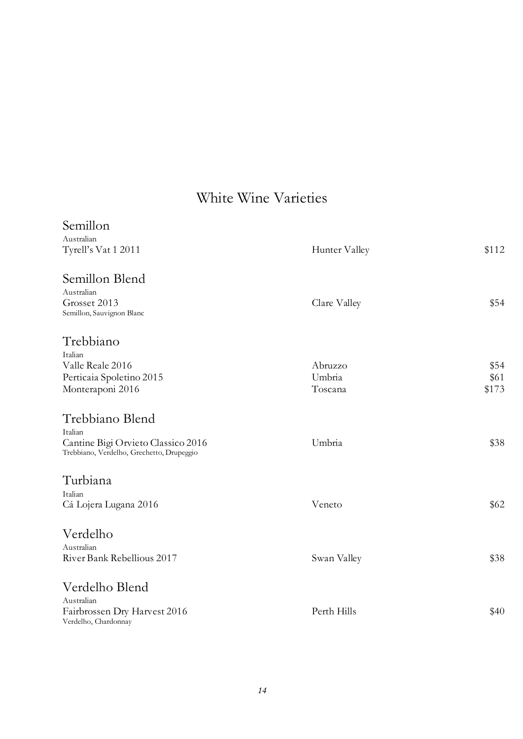# White Wine Varieties

## Semillon

Australian

| | | |
|---|---|---|
| Tyrell's Vat 1 2011 | Hunter Valley | $112 |

## Semillon Blend

Australian

| | | |
|---|---|---|
| Grosset 2013<br>Semillon, Sauvignon Blanc | Clare Valley | $54 |

## Trebbiano

Italian

| | | |
|---|---|---|
| Valle Reale 2016 | Abruzzo | $54 |
| Perticaia Spoletino 2015 | Umbria | $61 |
| Monteraponi 2016 | Toscana | $173 |

## Trebbiano Blend

Italian

| | | |
|---|---|---|
| Cantine Bigi Orvieto Classico 2016<br>Trebbiano, Verdelho, Grechetto, Drupeggio | Umbria | $38 |

## Turbiana

Italian

| | | |
|---|---|---|
| Cá Lojera Lugana 2016 | Veneto | $62 |

## Verdelho

Australian

| | | |
|---|---|---|
| River Bank Rebellious 2017 | Swan Valley | $38 |

## Verdelho Blend

Australian

| | | |
|---|---|---|
| Fairbrossen Dry Harvest 2016<br>Verdelho, Chardonnay | Perth Hills | $40 |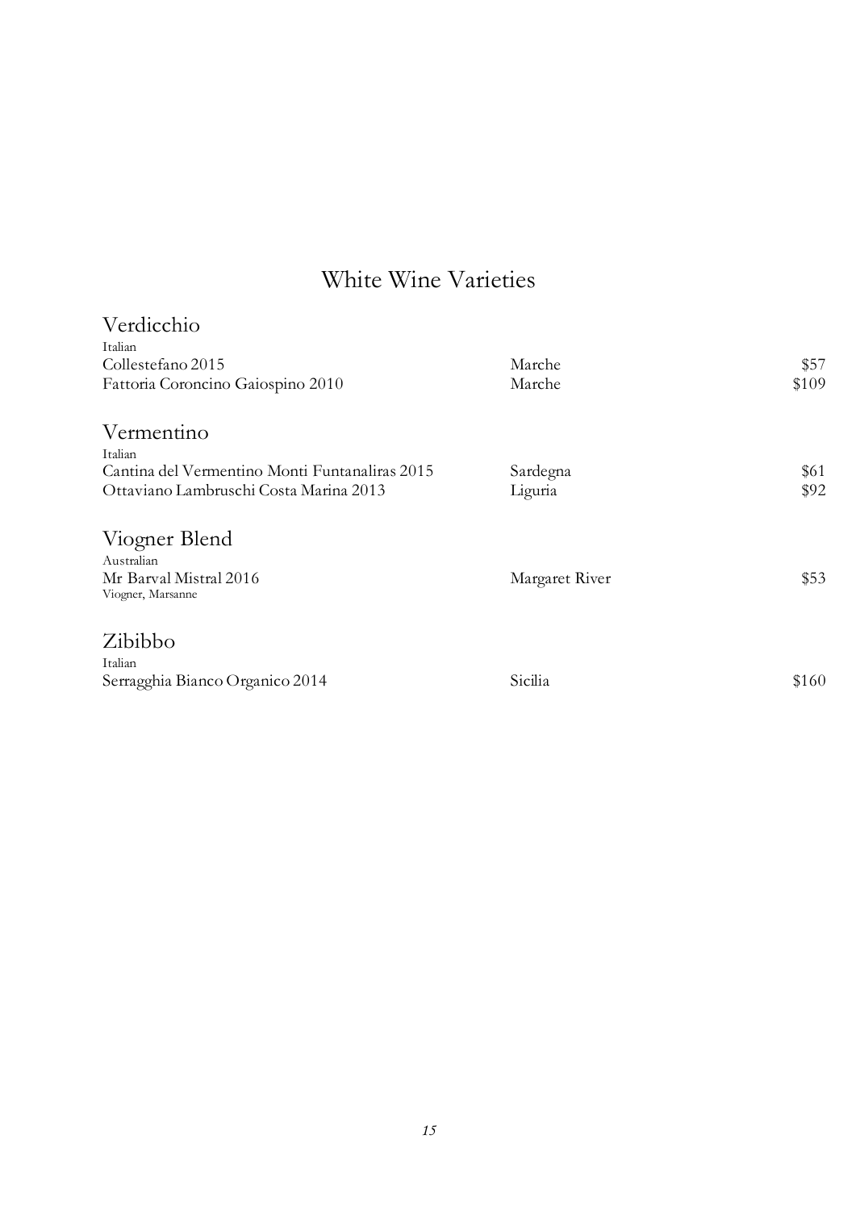# White Wine Varieties

## Verdicchio

Italian

| | | |
|---|---|---|
| Collestefano 2015 | Marche | $57 |
| Fattoria Coroncino Gaiospino 2010 | Marche | $109 |

## Vermentino

Italian

| | | |
|---|---|---|
| Cantina del Vermentino Monti Funtanaliras 2015 | Sardegna | $61 |
| Ottaviano Lambruschi Costa Marina 2013 | Liguria | $92 |

## Viogner Blend

Australian

| | | |
|---|---|---|
| Mr Barval Mistral 2016<br>Viogner, Marsanne | Margaret River | $53 |

## Zibibbo

Italian

| | | |
|---|---|---|
| Serragghia Bianco Organico 2014 | Sicilia | $160 |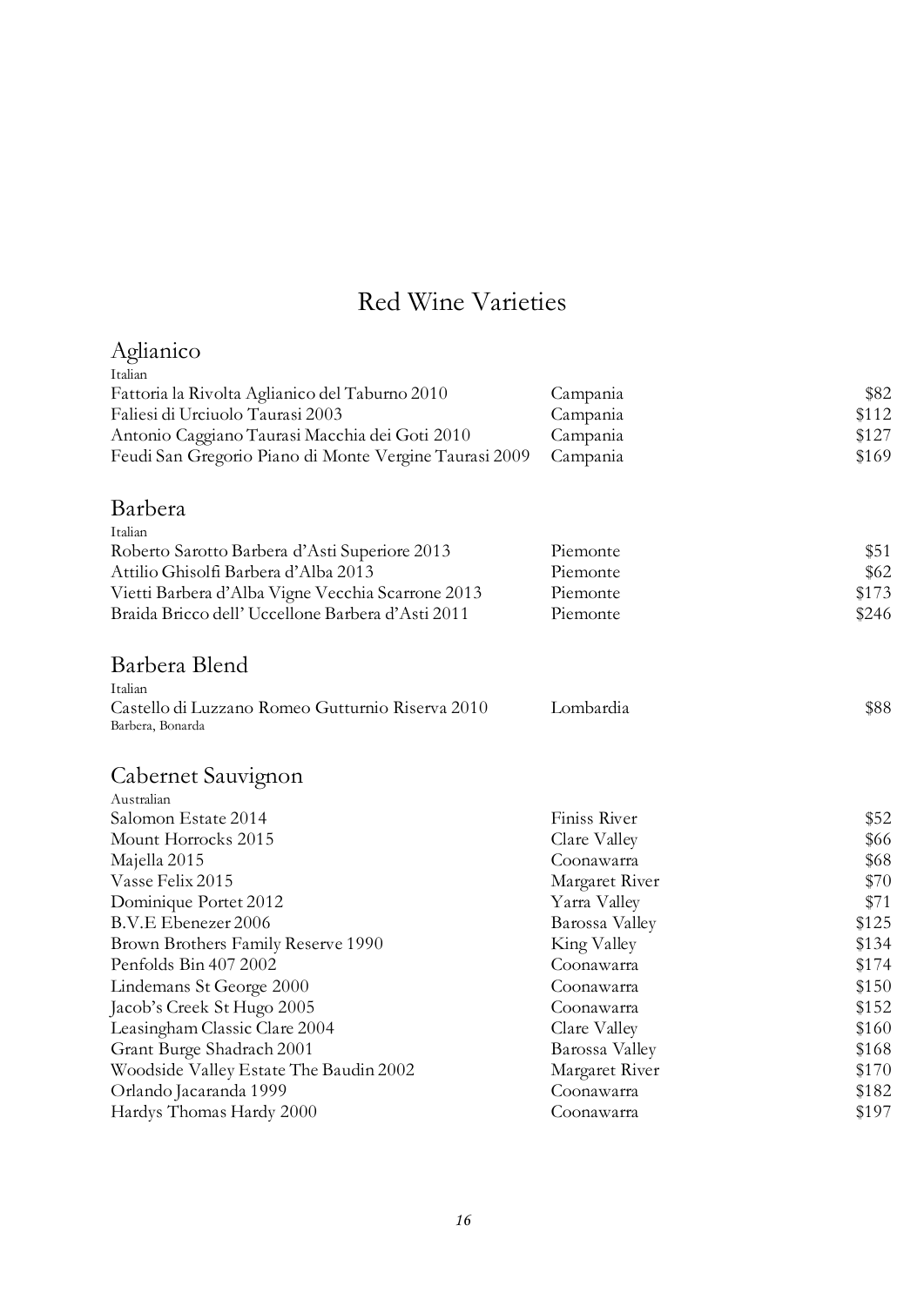# Red Wine Varieties

## Aglianico

Italian

| | | |
|---|---|---|
| Fattoria la Rivolta Aglianico del Taburno 2010 | Campania | $82 |
| Faliesi di Urciuolo Taurasi 2003 | Campania | $112 |
| Antonio Caggiano Taurasi Macchia dei Goti 2010 | Campania | $127 |
| Feudi San Gregorio Piano di Monte Vergine Taurasi 2009 | Campania | $169 |

## Barbera

Italian

| | | |
|---|---|---|
| Roberto Sarotto Barbera d'Asti Superiore 2013 | Piemonte | $51 |
| Attilio Ghisolfi Barbera d'Alba 2013 | Piemonte | $62 |
| Vietti Barbera d'Alba Vigne Vecchia Scarrone 2013 | Piemonte | $173 |
| Braida Bricco dell' Uccellone Barbera d'Asti 2011 | Piemonte | $246 |

## Barbera Blend

Italian

| | | |
|---|---|---|
| Castello di Luzzano Romeo Gutturnio Riserva 2010<br>Barbera, Bonarda | Lombardia | $88 |

## Cabernet Sauvignon

Australian

| | | |
|---|---|---|
| Salomon Estate 2014 | Finiss River | $52 |
| Mount Horrocks 2015 | Clare Valley | $66 |
| Majella 2015 | Coonawarra | $68 |
| Vasse Felix 2015 | Margaret River | $70 |
| Dominique Portet 2012 | Yarra Valley | $71 |
| B.V.E Ebenezer 2006 | Barossa Valley | $125 |
| Brown Brothers Family Reserve 1990 | King Valley | $134 |
| Penfolds Bin 407 2002 | Coonawarra | $174 |
| Lindemans St George 2000 | Coonawarra | $150 |
| Jacob's Creek St Hugo 2005 | Coonawarra | $152 |
| Leasingham Classic Clare 2004 | Clare Valley | $160 |
| Grant Burge Shadrach 2001 | Barossa Valley | $168 |
| Woodside Valley Estate The Baudin 2002 | Margaret River | $170 |
| Orlando Jacaranda 1999 | Coonawarra | $182 |
| Hardys Thomas Hardy 2000 | Coonawarra | $197 |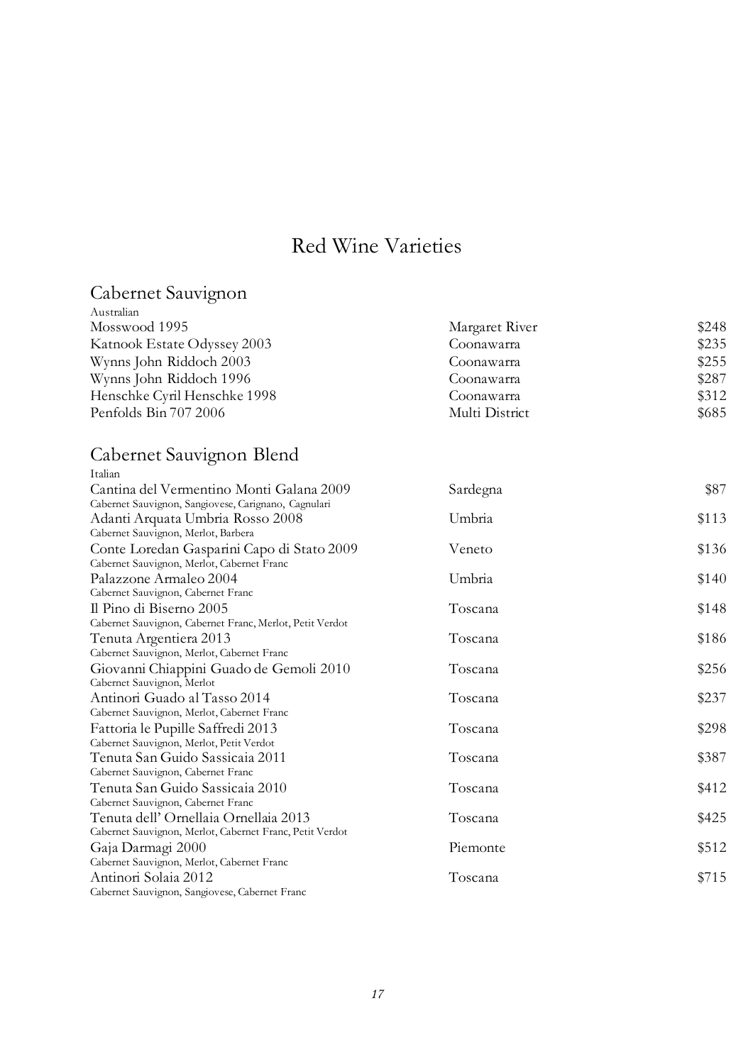# Red Wine Varieties

## Cabernet Sauvignon

Australian

| Wine | Region | Price |
|---|---|---|
| Mosswood 1995 | Margaret River | $248 |
| Katnook Estate Odyssey 2003 | Coonawarra | $235 |
| Wynns John Riddoch 2003 | Coonawarra | $255 |
| Wynns John Riddoch 1996 | Coonawarra | $287 |
| Henschke Cyril Henschke 1998 | Coonawarra | $312 |
| Penfolds Bin 707 2006 | Multi District | $685 |

## Cabernet Sauvignon Blend

Italian

| Wine | Region | Price |
|---|---|---|
| Cantina del Vermentino Monti Galana 2009<br>Cabernet Sauvignon, Sangiovese, Carignano, Cagnulari | Sardegna | $87 |
| Adanti Arquata Umbria Rosso 2008<br>Cabernet Sauvignon, Merlot, Barbera | Umbria | $113 |
| Conte Loredan Gasparini Capo di Stato 2009<br>Cabernet Sauvignon, Merlot, Cabernet Franc | Veneto | $136 |
| Palazzone Armaleo 2004<br>Cabernet Sauvignon, Cabernet Franc | Umbria | $140 |
| Il Pino di Biserno 2005<br>Cabernet Sauvignon, Cabernet Franc, Merlot, Petit Verdot | Toscana | $148 |
| Tenuta Argentiera 2013<br>Cabernet Sauvignon, Merlot, Cabernet Franc | Toscana | $186 |
| Giovanni Chiappini Guado de Gemoli 2010<br>Cabernet Sauvignon, Merlot | Toscana | $256 |
| Antinori Guado al Tasso 2014<br>Cabernet Sauvignon, Merlot, Cabernet Franc | Toscana | $237 |
| Fattoria le Pupille Saffredi 2013<br>Cabernet Sauvignon, Merlot, Petit Verdot | Toscana | $298 |
| Tenuta San Guido Sassicaia 2011<br>Cabernet Sauvignon, Cabernet Franc | Toscana | $387 |
| Tenuta San Guido Sassicaia 2010<br>Cabernet Sauvignon, Cabernet Franc | Toscana | $412 |
| Tenuta dell' Ornellaia Ornellaia 2013<br>Cabernet Sauvignon, Merlot, Cabernet Franc, Petit Verdot | Toscana | $425 |
| Gaja Darmagi 2000<br>Cabernet Sauvignon, Merlot, Cabernet Franc | Piemonte | $512 |
| Antinori Solaia 2012<br>Cabernet Sauvignon, Sangiovese, Cabernet Franc | Toscana | $715 |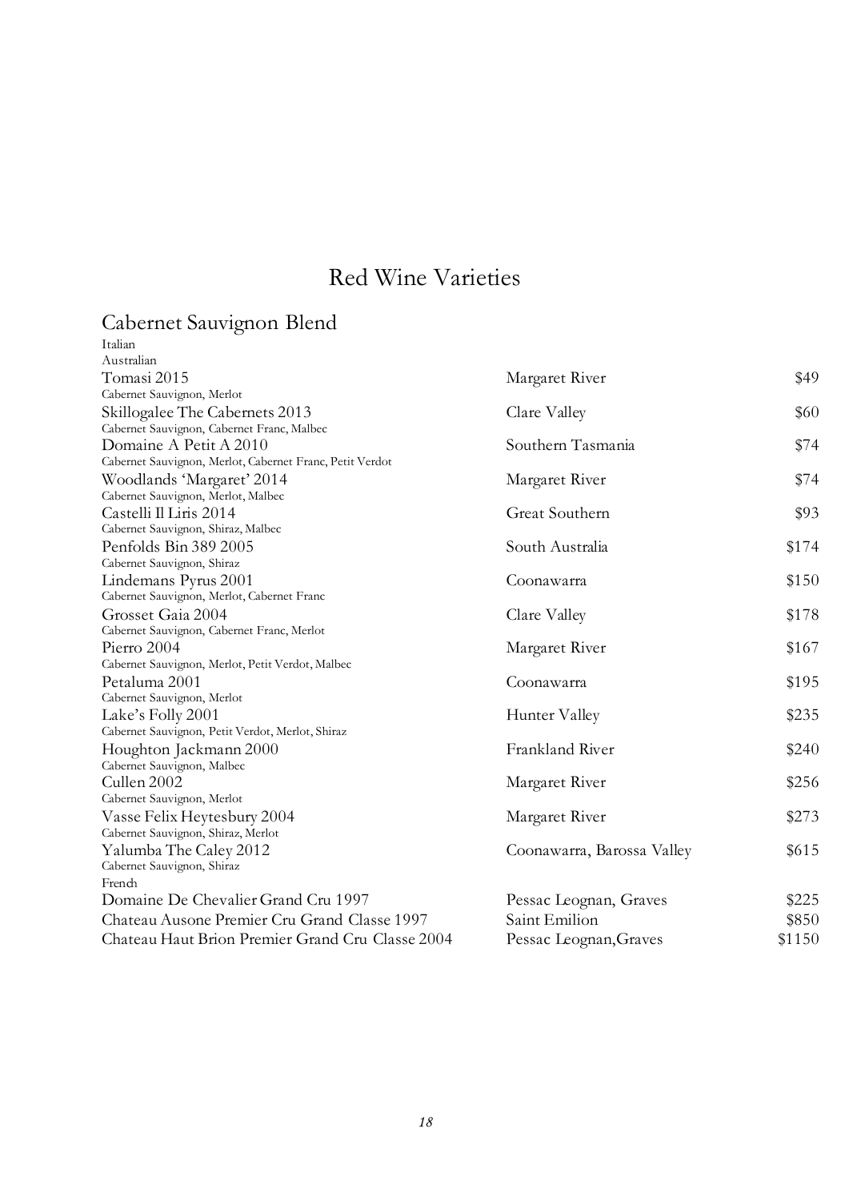# Red Wine Varieties

## Cabernet Sauvignon Blend

Italian

Australian

| Wine | Region | Price |
|---|---|---|
| Tomasi 2015<br>Cabernet Sauvignon, Merlot | Margaret River | $49 |
| Skillogalee The Cabernets 2013<br>Cabernet Sauvignon, Cabernet Franc, Malbec | Clare Valley | $60 |
| Domaine A Petit A 2010<br>Cabernet Sauvignon, Merlot, Cabernet Franc, Petit Verdot | Southern Tasmania | $74 |
| Woodlands 'Margaret' 2014<br>Cabernet Sauvignon, Merlot, Malbec | Margaret River | $74 |
| Castelli Il Liris 2014<br>Cabernet Sauvignon, Shiraz, Malbec | Great Southern | $93 |
| Penfolds Bin 389 2005<br>Cabernet Sauvignon, Shiraz | South Australia | $174 |
| Lindemans Pyrus 2001<br>Cabernet Sauvignon, Merlot, Cabernet Franc | Coonawarra | $150 |
| Grosset Gaia 2004<br>Cabernet Sauvignon, Cabernet Franc, Merlot | Clare Valley | $178 |
| Pierro 2004<br>Cabernet Sauvignon, Merlot, Petit Verdot, Malbec | Margaret River | $167 |
| Petaluma 2001<br>Cabernet Sauvignon, Merlot | Coonawarra | $195 |
| Lake's Folly 2001<br>Cabernet Sauvignon, Petit Verdot, Merlot, Shiraz | Hunter Valley | $235 |
| Houghton Jackmann 2000<br>Cabernet Sauvignon, Malbec | Frankland River | $240 |
| Cullen 2002<br>Cabernet Sauvignon, Merlot | Margaret River | $256 |
| Vasse Felix Heytesbury 2004<br>Cabernet Sauvignon, Shiraz, Merlot | Margaret River | $273 |
| Yalumba The Caley 2012<br>Cabernet Sauvignon, Shiraz | Coonawarra, Barossa Valley | $615 |

French

| Wine | Region | Price |
|---|---|---|
| Domaine De Chevalier Grand Cru 1997 | Pessac Leognan, Graves | $225 |
| Chateau Ausone Premier Cru Grand Classe 1997 | Saint Emilion | $850 |
| Chateau Haut Brion Premier Grand Cru Classe 2004 | Pessac Leognan,Graves | $1150 |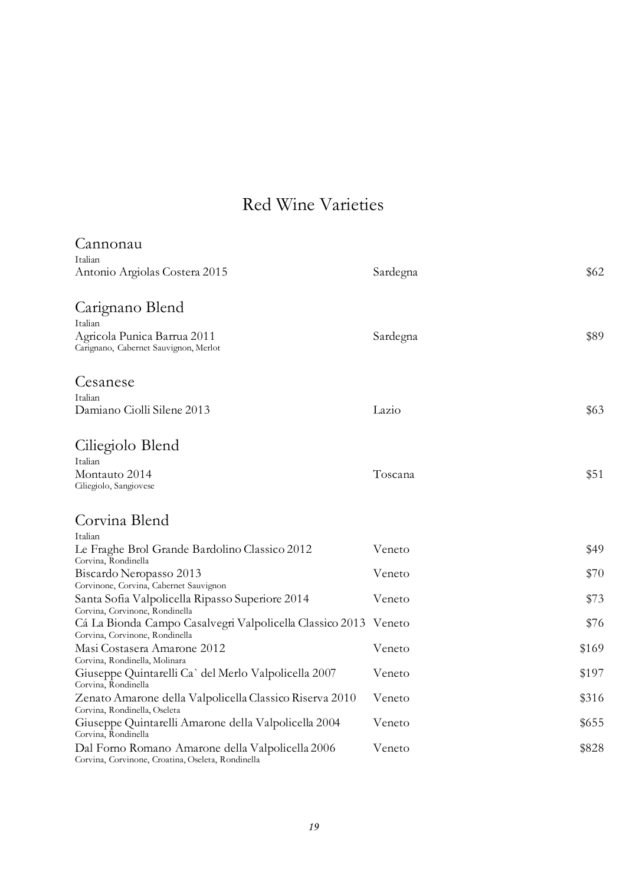# Red Wine Varieties

## Cannonau

Italian

| Wine | Region | Price |
|---|---|---|
| Antonio Argiolas Costera 2015 | Sardegna | $62 |

## Carignano Blend

Italian

| Wine | Region | Price |
|---|---|---|
| Agricola Punica Barrua 2011<br>Carignano, Cabernet Sauvignon, Merlot | Sardegna | $89 |

## Cesanese

Italian

| Wine | Region | Price |
|---|---|---|
| Damiano Ciolli Silene 2013 | Lazio | $63 |

## Ciliegiolo Blend

Italian

| Wine | Region | Price |
|---|---|---|
| Montauto 2014<br>Ciliegiolo, Sangiovese | Toscana | $51 |

## Corvina Blend

Italian

| Wine | Region | Price |
|---|---|---|
| Le Fraghe Brol Grande Bardolino Classico 2012<br>Corvina, Rondinella | Veneto | $49 |
| Biscardo Neropasso 2013<br>Corvinone, Corvina, Cabernet Sauvignon | Veneto | $70 |
| Santa Sofia Valpolicella Ripasso Superiore 2014<br>Corvina, Corvinone, Rondinella | Veneto | $73 |
| Cá La Bionda Campo Casalvegri Valpolicella Classico 2013<br>Corvina, Corvinone, Rondinella | Veneto | $76 |
| Masi Costasera Amarone 2012<br>Corvina, Rondinella, Molinara | Veneto | $169 |
| Giuseppe Quintarelli Ca` del Merlo Valpolicella 2007<br>Corvina, Rondinella | Veneto | $197 |
| Zenato Amarone della Valpolicella Classico Riserva 2010<br>Corvina, Rondinella, Oseleta | Veneto | $316 |
| Giuseppe Quintarelli Amarone della Valpolicella 2004<br>Corvina, Rondinella | Veneto | $655 |
| Dal Forno Romano Amarone della Valpolicella 2006<br>Corvina, Corvinone, Croatina, Oseleta, Rondinella | Veneto | $828 |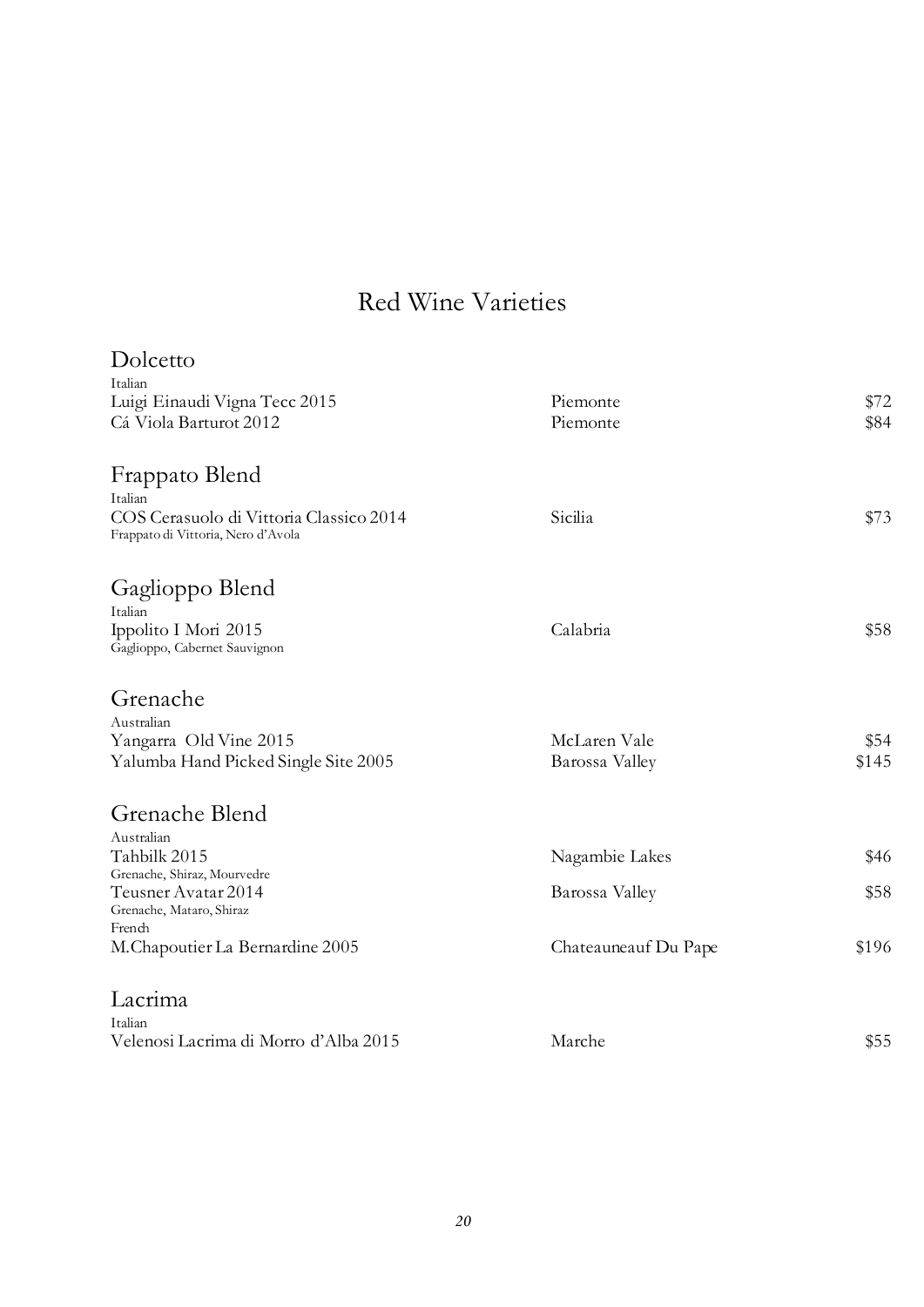# Red Wine Varieties

## Dolcetto

Italian

| | | |
|---|---|---|
| Luigi Einaudi Vigna Tecc 2015 | Piemonte | $72 |
| Cá Viola Barturot 2012 | Piemonte | $84 |

## Frappato Blend

Italian

| | | |
|---|---|---|
| COS Cerasuolo di Vittoria Classico 2014<br>Frappato di Vittoria, Nero d'Avola | Sicilia | $73 |

## Gaglioppo Blend

Italian

| | | |
|---|---|---|
| Ippolito I Mori 2015<br>Gaglioppo, Cabernet Sauvignon | Calabria | $58 |

## Grenache

Australian

| | | |
|---|---|---|
| Yangarra Old Vine 2015 | McLaren Vale | $54 |
| Yalumba Hand Picked Single Site 2005 | Barossa Valley | $145 |

## Grenache Blend

Australian

| | | |
|---|---|---|
| Tahbilk 2015<br>Grenache, Shiraz, Mourvedre | Nagambie Lakes | $46 |
| Teusner Avatar 2014<br>Grenache, Mataro, Shiraz | Barossa Valley | $58 |

French

| | | |
|---|---|---|
| M.Chapoutier La Bernardine 2005 | Chateauneauf Du Pape | $196 |

## Lacrima

Italian

| | | |
|---|---|---|
| Velenosi Lacrima di Morro d'Alba 2015 | Marche | $55 |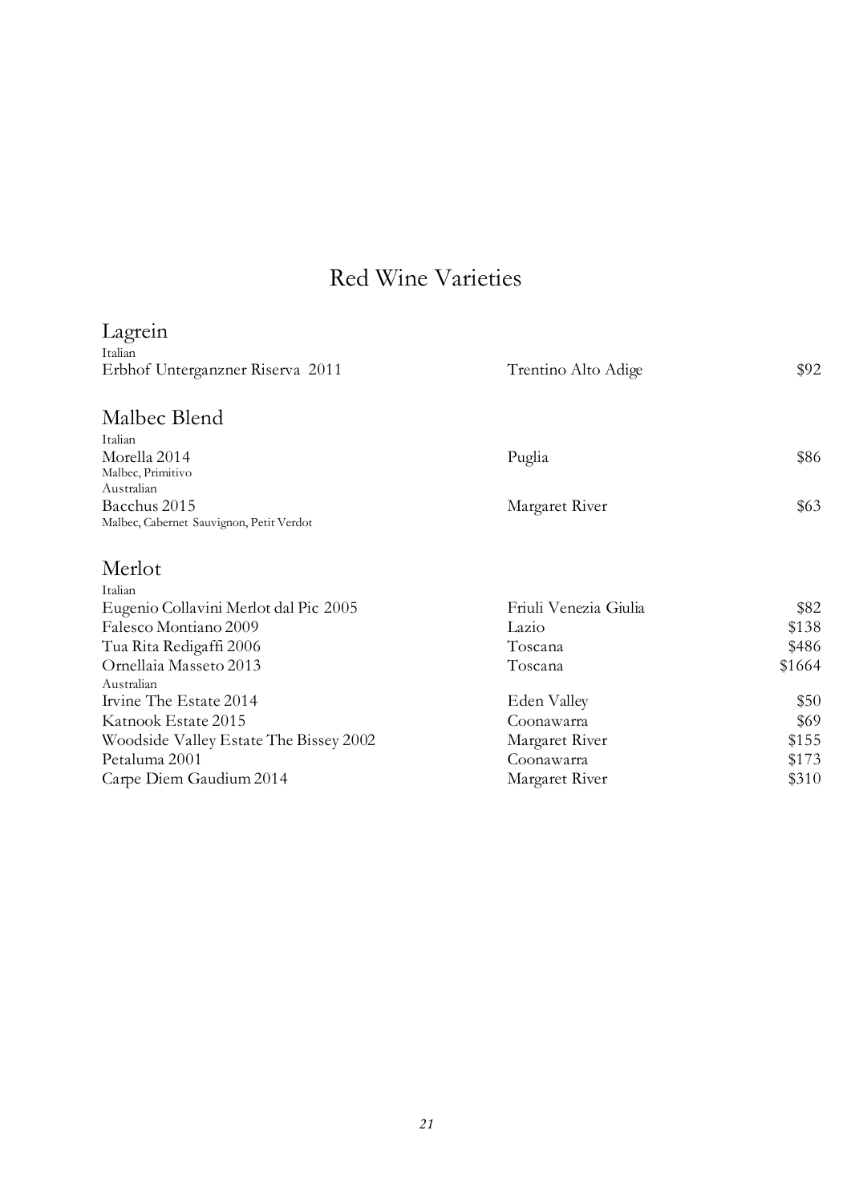# Red Wine Varieties

## Lagrein

Italian

| | | |
|---|---|---|
| Erbhof Unterganzner Riserva 2011 | Trentino Alto Adige | $92 |

## Malbec Blend

Italian

| | | |
|---|---|---|
| Morella 2014<br>Malbec, Primitivo | Puglia | $86 |

Australian

| | | |
|---|---|---|
| Bacchus 2015<br>Malbec, Cabernet Sauvignon, Petit Verdot | Margaret River | $63 |

## Merlot

Italian

| | | |
|---|---|---|
| Eugenio Collavini Merlot dal Pic 2005 | Friuli Venezia Giulia | $82 |
| Falesco Montiano 2009 | Lazio | $138 |
| Tua Rita Redigaffi 2006 | Toscana | $486 |
| Ornellaia Masseto 2013 | Toscana | $1664 |

Australian

| | | |
|---|---|---|
| Irvine The Estate 2014 | Eden Valley | $50 |
| Katnook Estate 2015 | Coonawarra | $69 |
| Woodside Valley Estate The Bissey 2002 | Margaret River | $155 |
| Petaluma 2001 | Coonawarra | $173 |
| Carpe Diem Gaudium 2014 | Margaret River | $310 |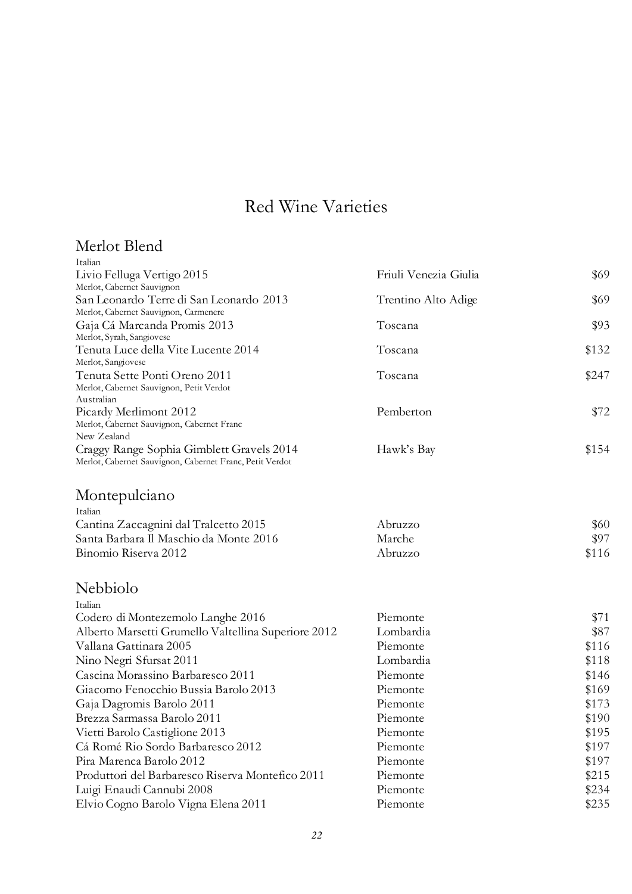# Red Wine Varieties

## Merlot Blend

Italian

| Wine | Region | Price |
|---|---|---|
| Livio Felluga Vertigo 2015<br>Merlot, Cabernet Sauvignon | Friuli Venezia Giulia | $69 |
| San Leonardo Terre di San Leonardo 2013<br>Merlot, Cabernet Sauvignon, Carmenere | Trentino Alto Adige | $69 |
| Gaja Cá Marcanda Promis 2013<br>Merlot, Syrah, Sangiovese | Toscana | $93 |
| Tenuta Luce della Vite Lucente 2014<br>Merlot, Sangiovese | Toscana | $132 |
| Tenuta Sette Ponti Oreno 2011<br>Merlot, Cabernet Sauvignon, Petit Verdot | Toscana | $247 |

Australian

| Wine | Region | Price |
|---|---|---|
| Picardy Merlimont 2012<br>Merlot, Cabernet Sauvignon, Cabernet Franc | Pemberton | $72 |

New Zealand

| Wine | Region | Price |
|---|---|---|
| Craggy Range Sophia Gimblett Gravels 2014<br>Merlot, Cabernet Sauvignon, Cabernet Franc, Petit Verdot | Hawk's Bay | $154 |

## Montepulciano

Italian

| Wine | Region | Price |
|---|---|---|
| Cantina Zaccagnini dal Tralcetto 2015 | Abruzzo | $60 |
| Santa Barbara Il Maschio da Monte 2016 | Marche | $97 |
| Binomio Riserva 2012 | Abruzzo | $116 |

## Nebbiolo

Italian

| Wine | Region | Price |
|---|---|---|
| Codero di Montezemolo Langhe 2016 | Piemonte | $71 |
| Alberto Marsetti Grumello Valtellina Superiore 2012 | Lombardia | $87 |
| Vallana Gattinara 2005 | Piemonte | $116 |
| Nino Negri Sfursat 2011 | Lombardia | $118 |
| Cascina Morassino Barbaresco 2011 | Piemonte | $146 |
| Giacomo Fenocchio Bussia Barolo 2013 | Piemonte | $169 |
| Gaja Dagromis Barolo 2011 | Piemonte | $173 |
| Brezza Sarmassa Barolo 2011 | Piemonte | $190 |
| Vietti Barolo Castiglione 2013 | Piemonte | $195 |
| Cá Romé Rio Sordo Barbaresco 2012 | Piemonte | $197 |
| Pira Marenca Barolo 2012 | Piemonte | $197 |
| Produttori del Barbaresco Riserva Montefico 2011 | Piemonte | $215 |
| Luigi Enaudi Cannubi 2008 | Piemonte | $234 |
| Elvio Cogno Barolo Vigna Elena 2011 | Piemonte | $235 |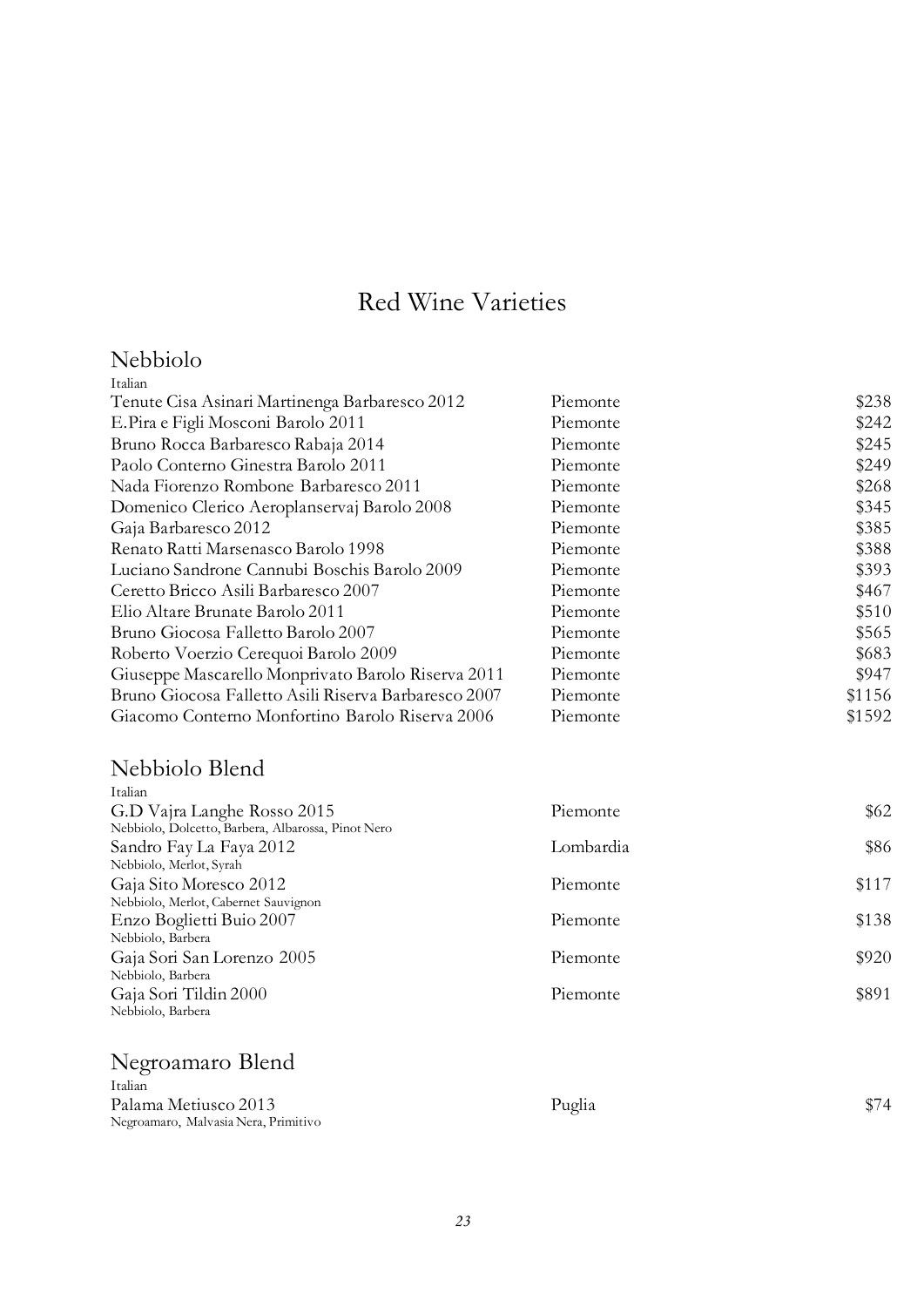# Red Wine Varieties

## Nebbiolo

Italian

| Wine | Region | Price |
|---|---|---|
| Tenute Cisa Asinari Martinenga Barbaresco 2012 | Piemonte | $238 |
| E.Pira e Figli Mosconi Barolo 2011 | Piemonte | $242 |
| Bruno Rocca Barbaresco Rabaja 2014 | Piemonte | $245 |
| Paolo Conterno Ginestra Barolo 2011 | Piemonte | $249 |
| Nada Fiorenzo Rombone Barbaresco 2011 | Piemonte | $268 |
| Domenico Clerico Aeroplanservaj Barolo 2008 | Piemonte | $345 |
| Gaja Barbaresco 2012 | Piemonte | $385 |
| Renato Ratti Marsenasco Barolo 1998 | Piemonte | $388 |
| Luciano Sandrone Cannubi Boschis Barolo 2009 | Piemonte | $393 |
| Ceretto Bricco Asili Barbaresco 2007 | Piemonte | $467 |
| Elio Altare Brunate Barolo 2011 | Piemonte | $510 |
| Bruno Giocosa Falletto Barolo 2007 | Piemonte | $565 |
| Roberto Voerzio Cerequoi Barolo 2009 | Piemonte | $683 |
| Giuseppe Mascarello Monprivato Barolo Riserva 2011 | Piemonte | $947 |
| Bruno Giocosa Falletto Asili Riserva Barbaresco 2007 | Piemonte | $1156 |
| Giacomo Conterno Monfortino Barolo Riserva 2006 | Piemonte | $1592 |

## Nebbiolo Blend

Italian

| Wine | Region | Price |
|---|---|---|
| G.D Vajra Langhe Rosso 2015<br>Nebbiolo, Dolcetto, Barbera, Albarossa, Pinot Nero | Piemonte | $62 |
| Sandro Fay La Faya 2012<br>Nebbiolo, Merlot, Syrah | Lombardia | $86 |
| Gaja Sito Moresco 2012<br>Nebbiolo, Merlot, Cabernet Sauvignon | Piemonte | $117 |
| Enzo Boglietti Buio 2007<br>Nebbiolo, Barbera | Piemonte | $138 |
| Gaja Sori San Lorenzo 2005<br>Nebbiolo, Barbera | Piemonte | $920 |
| Gaja Sori Tildin 2000<br>Nebbiolo, Barbera | Piemonte | $891 |

## Negroamaro Blend

Italian

| Wine | Region | Price |
|---|---|---|
| Palama Metiusco 2013<br>Negroamaro, Malvasia Nera, Primitivo | Puglia | $74 |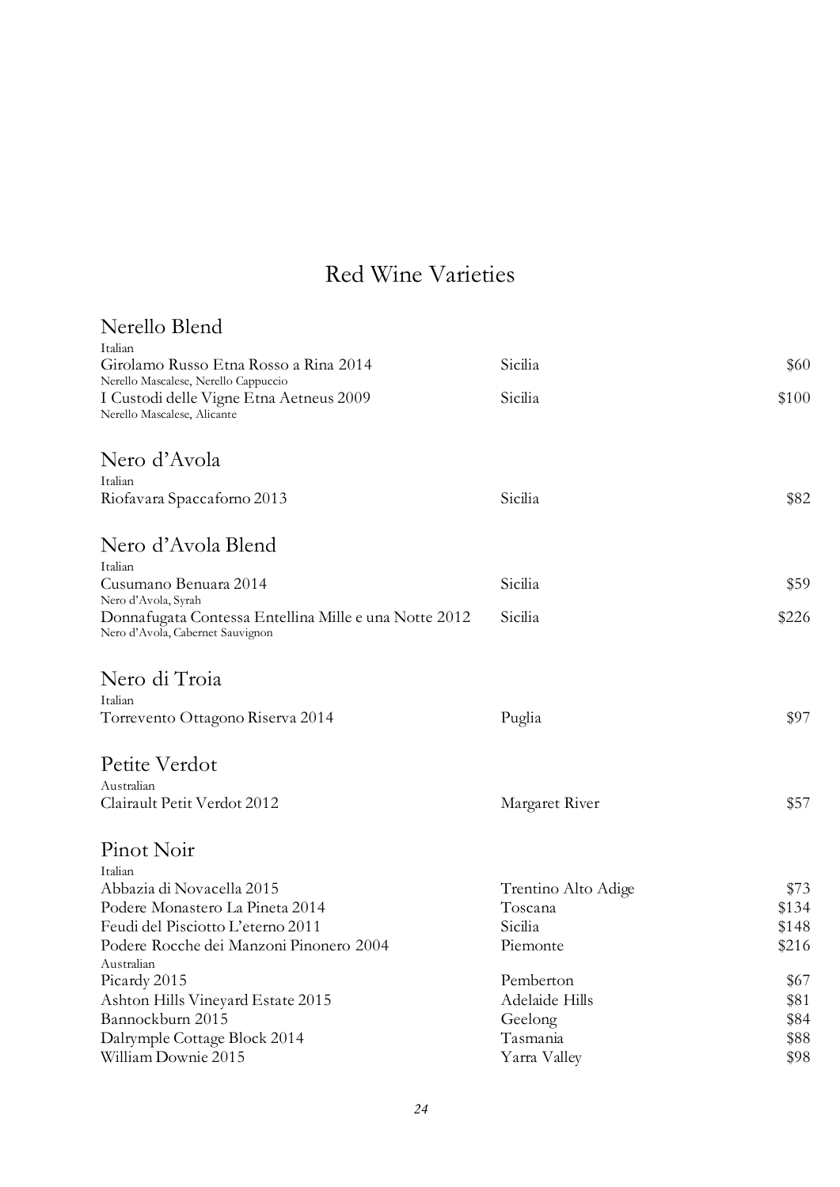# Red Wine Varieties

## Nerello Blend

Italian

| | | |
|---|---|---|
| Girolamo Russo Etna Rosso a Rina 2014<br>Nerello Mascalese, Nerello Cappuccio | Sicilia | $60 |
| I Custodi delle Vigne Etna Aetneus 2009<br>Nerello Mascalese, Alicante | Sicilia | $100 |

## Nero d'Avola

Italian

| | | |
|---|---|---|
| Riofavara Spaccaforno 2013 | Sicilia | $82 |

## Nero d'Avola Blend

Italian

| | | |
|---|---|---|
| Cusumano Benuara 2014<br>Nero d'Avola, Syrah | Sicilia | $59 |
| Donnafugata Contessa Entellina Mille e una Notte 2012<br>Nero d'Avola, Cabernet Sauvignon | Sicilia | $226 |

## Nero di Troia

Italian

| | | |
|---|---|---|
| Torrevento Ottagono Riserva 2014 | Puglia | $97 |

## Petite Verdot

Australian

| | | |
|---|---|---|
| Clairault Petit Verdot 2012 | Margaret River | $57 |

## Pinot Noir

Italian

| | | |
|---|---|---|
| Abbazia di Novacella 2015 | Trentino Alto Adige | $73 |
| Podere Monastero La Pineta 2014 | Toscana | $134 |
| Feudi del Pisciotto L'eterno 2011 | Sicilia | $148 |
| Podere Rocche dei Manzoni Pinonero 2004 | Piemonte | $216 |

Australian

| | | |
|---|---|---|
| Picardy 2015 | Pemberton | $67 |
| Ashton Hills Vineyard Estate 2015 | Adelaide Hills | $81 |
| Bannockburn 2015 | Geelong | $84 |
| Dalrymple Cottage Block 2014 | Tasmania | $88 |
| William Downie 2015 | Yarra Valley | $98 |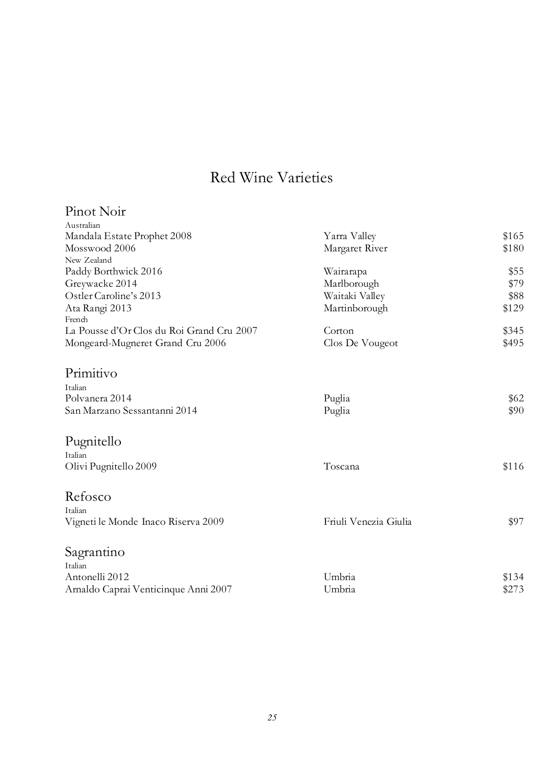# Red Wine Varieties

## Pinot Noir

Australian

| | | |
|---|---|---|
| Mandala Estate Prophet 2008 | Yarra Valley | $165 |
| Mosswood 2006 | Margaret River | $180 |

New Zealand

| | | |
|---|---|---|
| Paddy Borthwick 2016 | Wairarapa | $55 |
| Greywacke 2014 | Marlborough | $79 |
| Ostler Caroline's 2013 | Waitaki Valley | $88 |
| Ata Rangi 2013 | Martinborough | $129 |

French

| | | |
|---|---|---|
| La Pousse d'Or Clos du Roi Grand Cru 2007 | Corton | $345 |
| Mongeard-Mugneret Grand Cru 2006 | Clos De Vougeot | $495 |

## Primitivo

Italian

| | | |
|---|---|---|
| Polvanera 2014 | Puglia | $62 |
| San Marzano Sessantanni 2014 | Puglia | $90 |

## Pugnitello

Italian

| | | |
|---|---|---|
| Olivi Pugnitello 2009 | Toscana | $116 |

## Refosco

Italian

| | | |
|---|---|---|
| Vigneti le Monde Inaco Riserva 2009 | Friuli Venezia Giulia | $97 |

## Sagrantino

Italian

| | | |
|---|---|---|
| Antonelli 2012 | Umbria | $134 |
| Arnaldo Caprai Venticinque Anni 2007 | Umbria | $273 |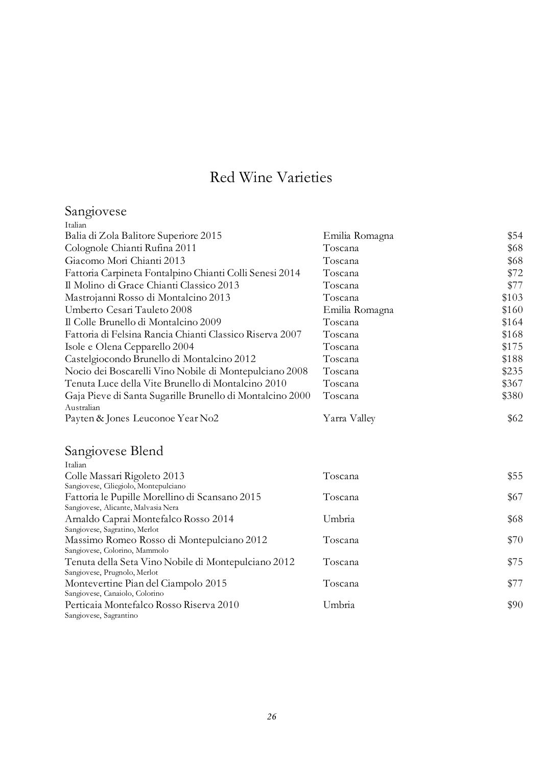# Red Wine Varieties

## Sangiovese

Italian

| | | |
|---|---|---|
| Balia di Zola Balitore Superiore 2015 | Emilia Romagna | $54 |
| Colognole Chianti Rufina 2011 | Toscana | $68 |
| Giacomo Mori Chianti 2013 | Toscana | $68 |
| Fattoria Carpineta Fontalpino Chianti Colli Senesi 2014 | Toscana | $72 |
| Il Molino di Grace Chianti Classico 2013 | Toscana | $77 |
| Mastrojanni Rosso di Montalcino 2013 | Toscana | $103 |
| Umberto Cesari Tauleto 2008 | Emilia Romagna | $160 |
| Il Colle Brunello di Montalcino 2009 | Toscana | $164 |
| Fattoria di Felsina Rancia Chianti Classico Riserva 2007 | Toscana | $168 |
| Isole e Olena Cepparello 2004 | Toscana | $175 |
| Castelgiocondo Brunello di Montalcino 2012 | Toscana | $188 |
| Nocio dei Boscarelli Vino Nobile di Montepulciano 2008 | Toscana | $235 |
| Tenuta Luce della Vite Brunello di Montalcino 2010 | Toscana | $367 |
| Gaja Pieve di Santa Sugarille Brunello di Montalcino 2000 | Toscana | $380 |

Australian

| | | |
|---|---|---|
| Payten & Jones Leuconoe Year No2 | Yarra Valley | $62 |

## Sangiovese Blend

Italian

| | | |
|---|---|---|
| Colle Massari Rigoleto 2013<br>Sangiovese, Ciliegiolo, Montepulciano | Toscana | $55 |
| Fattoria le Pupille Morellino di Scansano 2015<br>Sangiovese, Alicante, Malvasia Nera | Toscana | $67 |
| Arnaldo Caprai Montefalco Rosso 2014<br>Sangiovese, Sagratino, Merlot | Umbria | $68 |
| Massimo Romeo Rosso di Montepulciano 2012<br>Sangiovese, Colorino, Mammolo | Toscana | $70 |
| Tenuta della Seta Vino Nobile di Montepulciano 2012<br>Sangiovese, Prugnolo, Merlot | Toscana | $75 |
| Montevertine Pian del Ciampolo 2015<br>Sangiovese, Canaiolo, Colorino | Toscana | $77 |
| Perticaia Montefalco Rosso Riserva 2010<br>Sangiovese, Sagrantino | Umbria | $90 |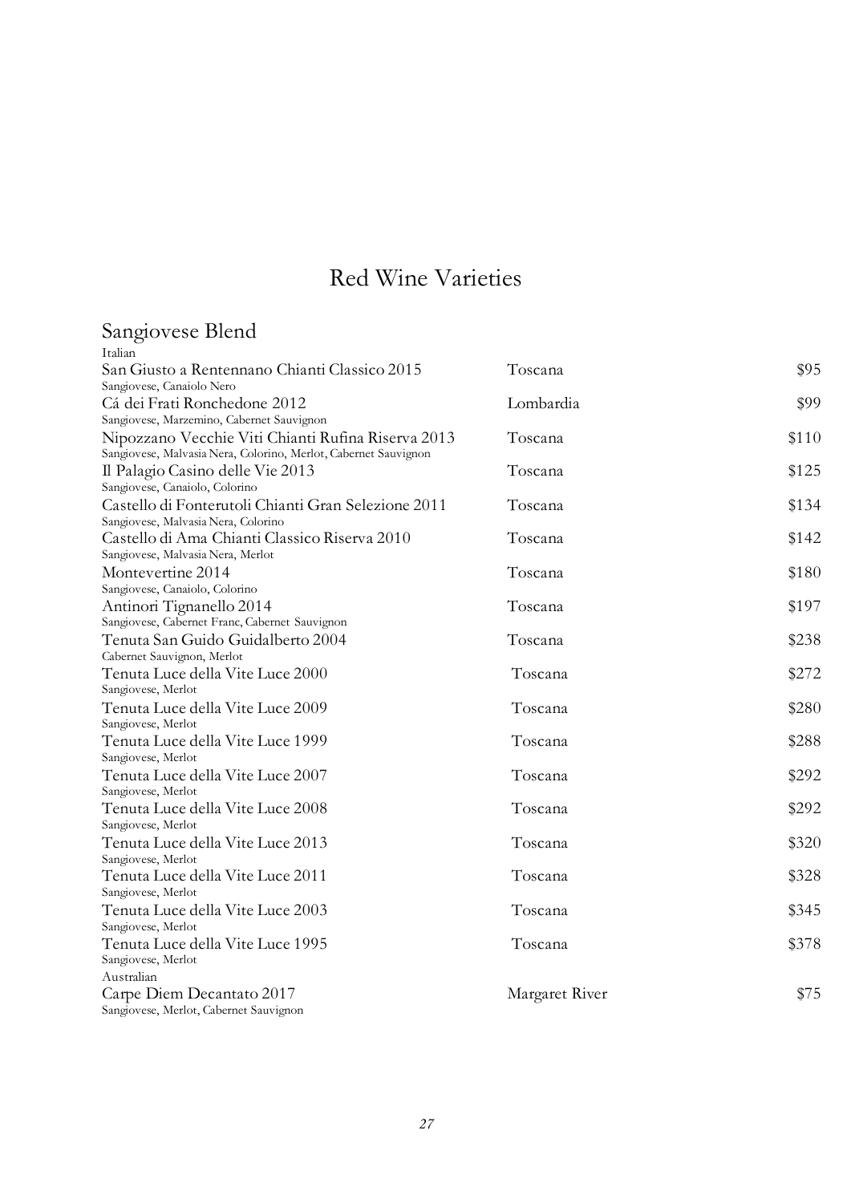# Red Wine Varieties

## Sangiovese Blend

Italian

| Wine | Region | Price |
|---|---|---|
| San Giusto a Rentennano Chianti Classico 2015<br>Sangiovese, Canaiolo Nero | Toscana | $95 |
| Cá dei Frati Ronchedone 2012<br>Sangiovese, Marzemino, Cabernet Sauvignon | Lombardia | $99 |
| Nipozzano Vecchie Viti Chianti Rufina Riserva 2013<br>Sangiovese, Malvasia Nera, Colorino, Merlot, Cabernet Sauvignon | Toscana | $110 |
| Il Palagio Casino delle Vie 2013<br>Sangiovese, Canaiolo, Colorino | Toscana | $125 |
| Castello di Fonterutoli Chianti Gran Selezione 2011<br>Sangiovese, Malvasia Nera, Colorino | Toscana | $134 |
| Castello di Ama Chianti Classico Riserva 2010<br>Sangiovese, Malvasia Nera, Merlot | Toscana | $142 |
| Montevertine 2014<br>Sangiovese, Canaiolo, Colorino | Toscana | $180 |
| Antinori Tignanello 2014<br>Sangiovese, Cabernet Franc, Cabernet Sauvignon | Toscana | $197 |
| Tenuta San Guido Guidalberto 2004<br>Cabernet Sauvignon, Merlot | Toscana | $238 |
| Tenuta Luce della Vite Luce 2000<br>Sangiovese, Merlot | Toscana | $272 |
| Tenuta Luce della Vite Luce 2009<br>Sangiovese, Merlot | Toscana | $280 |
| Tenuta Luce della Vite Luce 1999<br>Sangiovese, Merlot | Toscana | $288 |
| Tenuta Luce della Vite Luce 2007<br>Sangiovese, Merlot | Toscana | $292 |
| Tenuta Luce della Vite Luce 2008<br>Sangiovese, Merlot | Toscana | $292 |
| Tenuta Luce della Vite Luce 2013<br>Sangiovese, Merlot | Toscana | $320 |
| Tenuta Luce della Vite Luce 2011<br>Sangiovese, Merlot | Toscana | $328 |
| Tenuta Luce della Vite Luce 2003<br>Sangiovese, Merlot | Toscana | $345 |
| Tenuta Luce della Vite Luce 1995<br>Sangiovese, Merlot | Toscana | $378 |

Australian

| Wine | Region | Price |
|---|---|---|
| Carpe Diem Decantato 2017<br>Sangiovese, Merlot, Cabernet Sauvignon | Margaret River | $75 |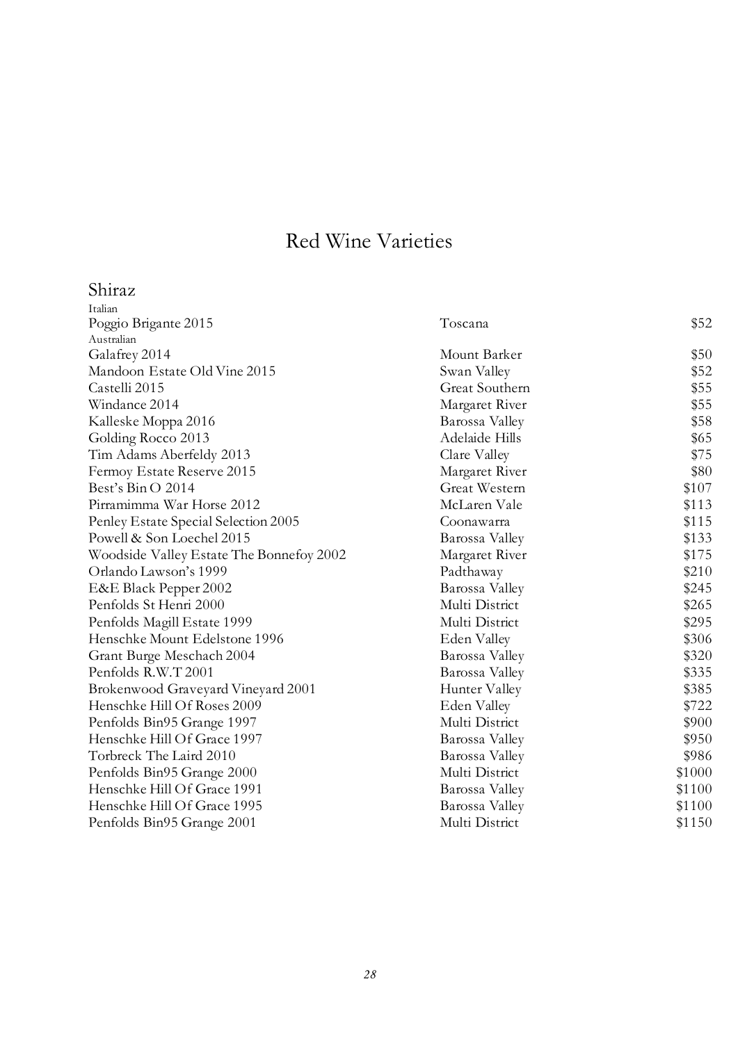# Red Wine Varieties

## Shiraz

| Wine | Region | Price |
|---|---|---|
| *Italian* | | |
| Poggio Brigante 2015 | Toscana | $52 |
| *Australian* | | |
| Galafrey 2014 | Mount Barker | $50 |
| Mandoon Estate Old Vine 2015 | Swan Valley | $52 |
| Castelli 2015 | Great Southern | $55 |
| Windance 2014 | Margaret River | $55 |
| Kalleske Moppa 2016 | Barossa Valley | $58 |
| Golding Rocco 2013 | Adelaide Hills | $65 |
| Tim Adams Aberfeldy 2013 | Clare Valley | $75 |
| Fermoy Estate Reserve 2015 | Margaret River | $80 |
| Best's Bin O 2014 | Great Western | $107 |
| Pirramimma War Horse 2012 | McLaren Vale | $113 |
| Penley Estate Special Selection 2005 | Coonawarra | $115 |
| Powell & Son Loechel 2015 | Barossa Valley | $133 |
| Woodside Valley Estate The Bonnefoy 2002 | Margaret River | $175 |
| Orlando Lawson's 1999 | Padthaway | $210 |
| E&E Black Pepper 2002 | Barossa Valley | $245 |
| Penfolds St Henri 2000 | Multi District | $265 |
| Penfolds Magill Estate 1999 | Multi District | $295 |
| Henschke Mount Edelstone 1996 | Eden Valley | $306 |
| Grant Burge Meschach 2004 | Barossa Valley | $320 |
| Penfolds R.W.T 2001 | Barossa Valley | $335 |
| Brokenwood Graveyard Vineyard 2001 | Hunter Valley | $385 |
| Henschke Hill Of Roses 2009 | Eden Valley | $722 |
| Penfolds Bin95 Grange 1997 | Multi District | $900 |
| Henschke Hill Of Grace 1997 | Barossa Valley | $950 |
| Torbreck The Laird 2010 | Barossa Valley | $986 |
| Penfolds Bin95 Grange 2000 | Multi District | $1000 |
| Henschke Hill Of Grace 1991 | Barossa Valley | $1100 |
| Henschke Hill Of Grace 1995 | Barossa Valley | $1100 |
| Penfolds Bin95 Grange 2001 | Multi District | $1150 |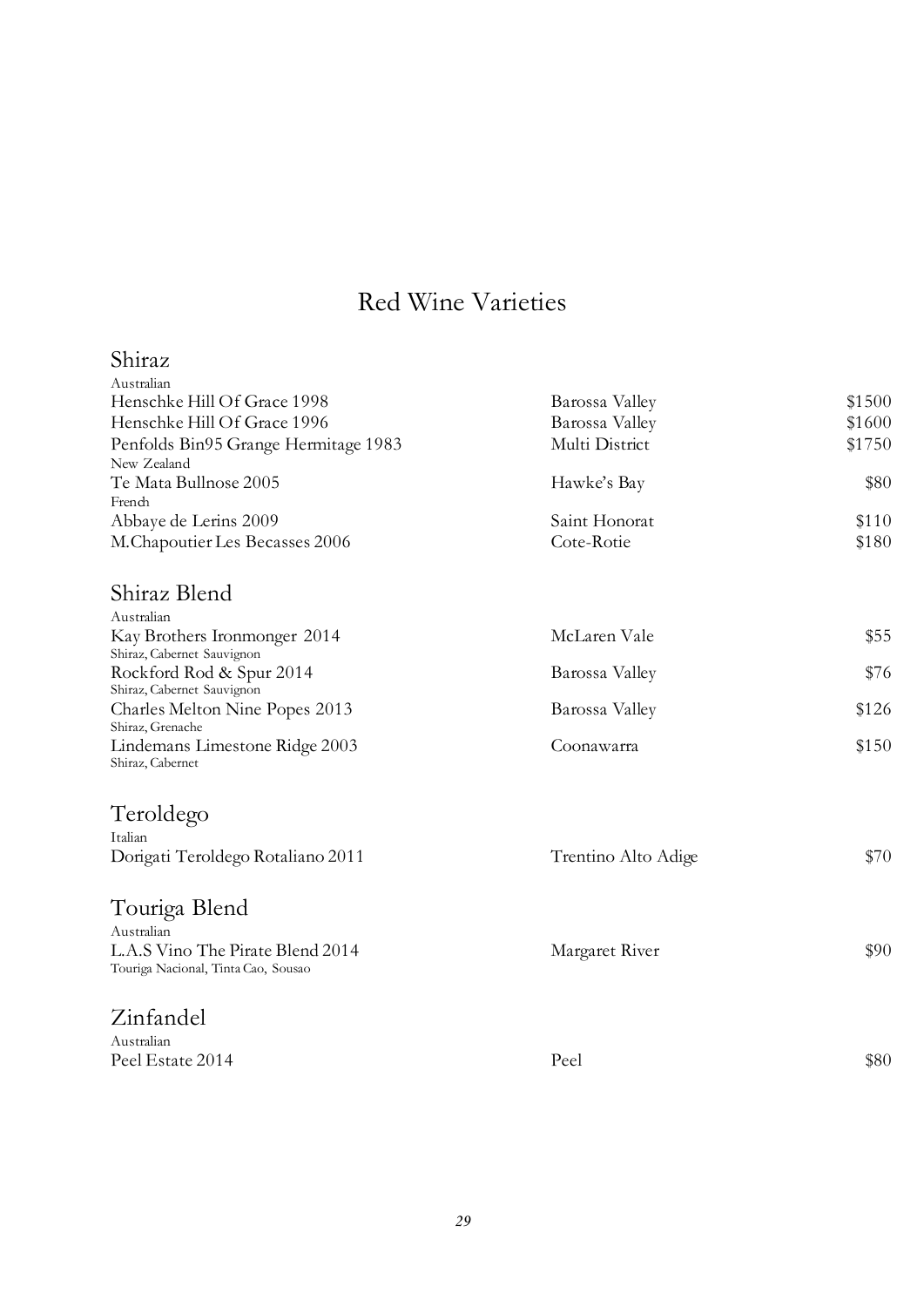# Red Wine Varieties

## Shiraz

Australian

| | | |
|---|---|---|
| Henschke Hill Of Grace 1998 | Barossa Valley | $1500 |
| Henschke Hill Of Grace 1996 | Barossa Valley | $1600 |
| Penfolds Bin95 Grange Hermitage 1983 | Multi District | $1750 |

New Zealand

| | | |
|---|---|---|
| Te Mata Bullnose 2005 | Hawke's Bay | $80 |

French

| | | |
|---|---|---|
| Abbaye de Lerins 2009 | Saint Honorat | $110 |
| M.Chapoutier Les Becasses 2006 | Cote-Rotie | $180 |

## Shiraz Blend

Australian

| | | |
|---|---|---|
| Kay Brothers Ironmonger 2014<br>Shiraz, Cabernet Sauvignon | McLaren Vale | $55 |
| Rockford Rod & Spur 2014<br>Shiraz, Cabernet Sauvignon | Barossa Valley | $76 |
| Charles Melton Nine Popes 2013<br>Shiraz, Grenache | Barossa Valley | $126 |
| Lindemans Limestone Ridge 2003<br>Shiraz, Cabernet | Coonawarra | $150 |

## Teroldego

Italian

| | | |
|---|---|---|
| Dorigati Teroldego Rotaliano 2011 | Trentino Alto Adige | $70 |

## Touriga Blend

Australian

| | | |
|---|---|---|
| L.A.S Vino The Pirate Blend 2014<br>Touriga Nacional, Tinta Cao, Sousao | Margaret River | $90 |

## Zinfandel

Australian

| | | |
|---|---|---|
| Peel Estate 2014 | Peel | $80 |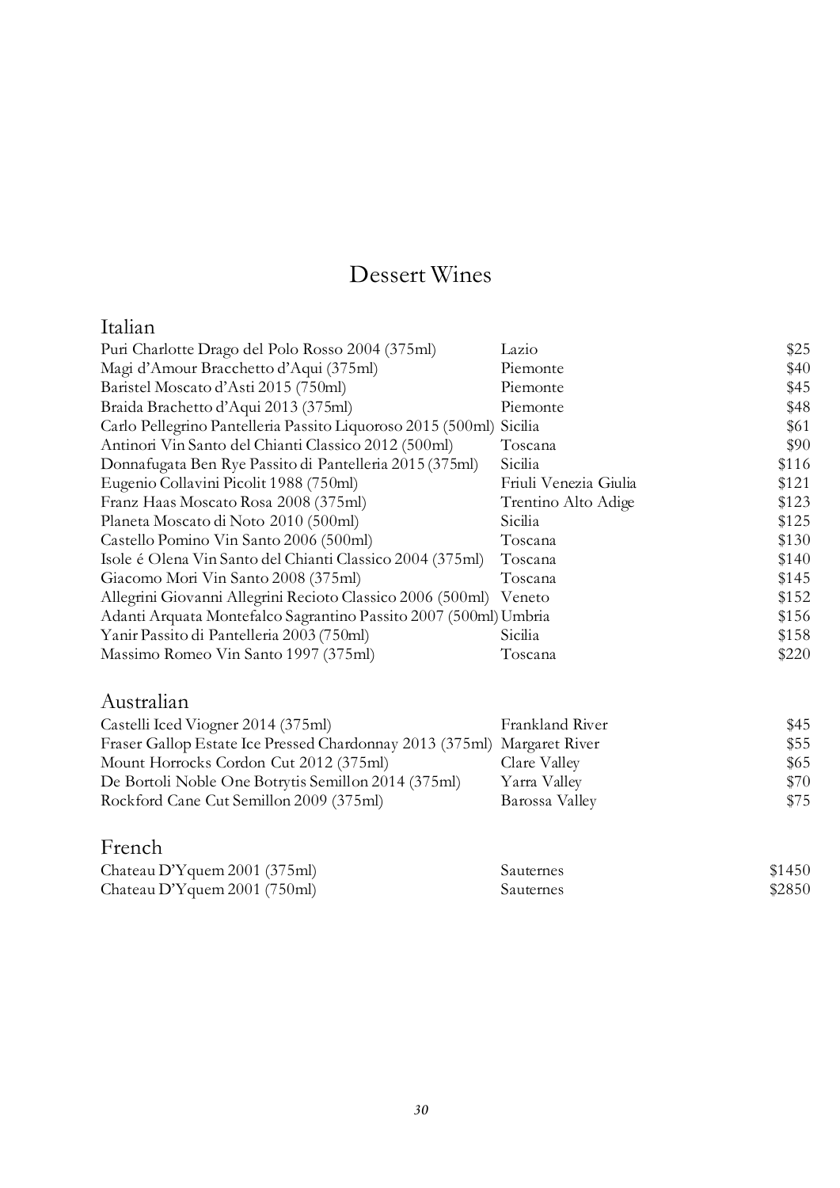# Dessert Wines

## Italian

| | | |
|---|---|---|
| Puri Charlotte Drago del Polo Rosso 2004 (375ml) | Lazio | $25 |
| Magi d'Amour Bracchetto d'Aqui (375ml) | Piemonte | $40 |
| Baristel Moscato d'Asti 2015 (750ml) | Piemonte | $45 |
| Braida Brachetto d'Aqui 2013 (375ml) | Piemonte | $48 |
| Carlo Pellegrino Pantelleria Passito Liquoroso 2015 (500ml) | Sicilia | $61 |
| Antinori Vin Santo del Chianti Classico 2012 (500ml) | Toscana | $90 |
| Donnafugata Ben Rye Passito di Pantelleria 2015 (375ml) | Sicilia | $116 |
| Eugenio Collavini Picolit 1988 (750ml) | Friuli Venezia Giulia | $121 |
| Franz Haas Moscato Rosa 2008 (375ml) | Trentino Alto Adige | $123 |
| Planeta Moscato di Noto 2010 (500ml) | Sicilia | $125 |
| Castello Pomino Vin Santo 2006 (500ml) | Toscana | $130 |
| Isole é Olena Vin Santo del Chianti Classico 2004 (375ml) | Toscana | $140 |
| Giacomo Mori Vin Santo 2008 (375ml) | Toscana | $145 |
| Allegrini Giovanni Allegrini Recioto Classico 2006 (500ml) | Veneto | $152 |
| Adanti Arquata Montefalco Sagrantino Passito 2007 (500ml) | Umbria | $156 |
| Yanir Passito di Pantelleria 2003 (750ml) | Sicilia | $158 |
| Massimo Romeo Vin Santo 1997 (375ml) | Toscana | $220 |

## Australian

| | | |
|---|---|---|
| Castelli Iced Viogner 2014 (375ml) | Frankland River | $45 |
| Fraser Gallop Estate Ice Pressed Chardonnay 2013 (375ml) | Margaret River | $55 |
| Mount Horrocks Cordon Cut 2012 (375ml) | Clare Valley | $65 |
| De Bortoli Noble One Botrytis Semillon 2014 (375ml) | Yarra Valley | $70 |
| Rockford Cane Cut Semillon 2009 (375ml) | Barossa Valley | $75 |

## French

| | | |
|---|---|---|
| Chateau D'Yquem 2001 (375ml) | Sauternes | $1450 |
| Chateau D'Yquem 2001 (750ml) | Sauternes | $2850 |